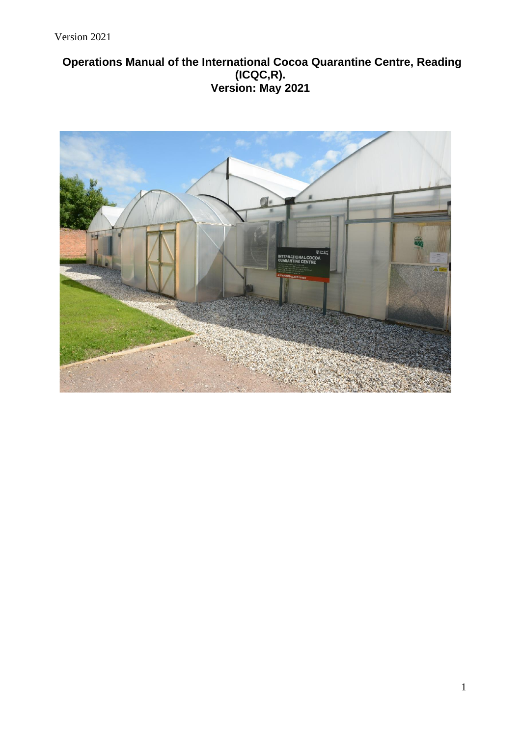# Operations Manual of the International Cocoa Quarantine Centre, Reading (ICQC,R).
## Version: May 2021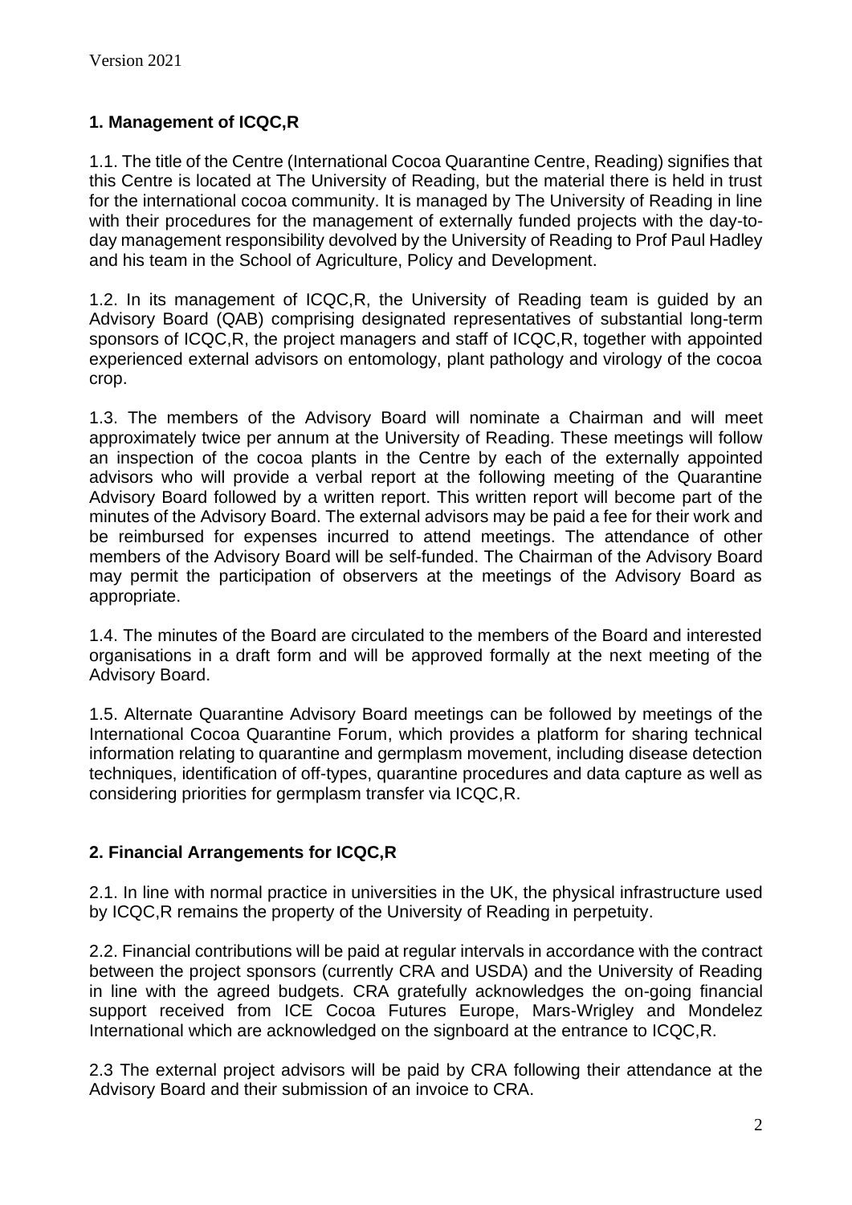## 1. Management of ICQC,R

1.1. The title of the Centre (International Cocoa Quarantine Centre, Reading) signifies that this Centre is located at The University of Reading, but the material there is held in trust for the international cocoa community. It is managed by The University of Reading in line with their procedures for the management of externally funded projects with the day-to-day management responsibility devolved by the University of Reading to Prof Paul Hadley and his team in the School of Agriculture, Policy and Development.

1.2. In its management of ICQC,R, the University of Reading team is guided by an Advisory Board (QAB) comprising designated representatives of substantial long-term sponsors of ICQC,R, the project managers and staff of ICQC,R, together with appointed experienced external advisors on entomology, plant pathology and virology of the cocoa crop.

1.3. The members of the Advisory Board will nominate a Chairman and will meet approximately twice per annum at the University of Reading. These meetings will follow an inspection of the cocoa plants in the Centre by each of the externally appointed advisors who will provide a verbal report at the following meeting of the Quarantine Advisory Board followed by a written report. This written report will become part of the minutes of the Advisory Board. The external advisors may be paid a fee for their work and be reimbursed for expenses incurred to attend meetings. The attendance of other members of the Advisory Board will be self-funded. The Chairman of the Advisory Board may permit the participation of observers at the meetings of the Advisory Board as appropriate.

1.4. The minutes of the Board are circulated to the members of the Board and interested organisations in a draft form and will be approved formally at the next meeting of the Advisory Board.

1.5. Alternate Quarantine Advisory Board meetings can be followed by meetings of the International Cocoa Quarantine Forum, which provides a platform for sharing technical information relating to quarantine and germplasm movement, including disease detection techniques, identification of off-types, quarantine procedures and data capture as well as considering priorities for germplasm transfer via ICQC,R.

## 2. Financial Arrangements for ICQC,R

2.1. In line with normal practice in universities in the UK, the physical infrastructure used by ICQC,R remains the property of the University of Reading in perpetuity.

2.2. Financial contributions will be paid at regular intervals in accordance with the contract between the project sponsors (currently CRA and USDA) and the University of Reading in line with the agreed budgets. CRA gratefully acknowledges the on-going financial support received from ICE Cocoa Futures Europe, Mars-Wrigley and Mondelez International which are acknowledged on the signboard at the entrance to ICQC,R.

2.3 The external project advisors will be paid by CRA following their attendance at the Advisory Board and their submission of an invoice to CRA.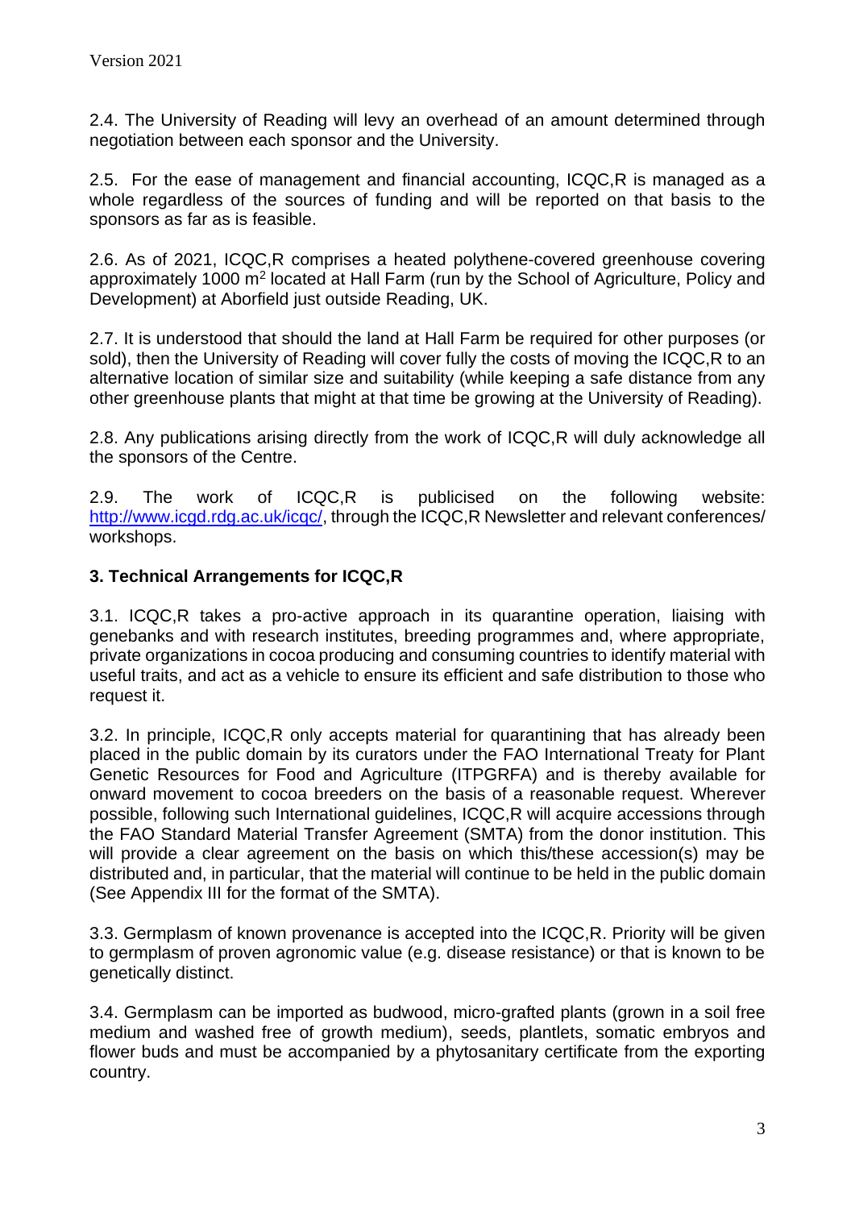2.4. The University of Reading will levy an overhead of an amount determined through negotiation between each sponsor and the University.

2.5. For the ease of management and financial accounting, ICQC,R is managed as a whole regardless of the sources of funding and will be reported on that basis to the sponsors as far as is feasible.

2.6. As of 2021, ICQC,R comprises a heated polythene-covered greenhouse covering approximately 1000 $m^2$ located at Hall Farm (run by the School of Agriculture, Policy and Development) at Aborfield just outside Reading, UK.

2.7. It is understood that should the land at Hall Farm be required for other purposes (or sold), then the University of Reading will cover fully the costs of moving the ICQC,R to an alternative location of similar size and suitability (while keeping a safe distance from any other greenhouse plants that might at that time be growing at the University of Reading).

2.8. Any publications arising directly from the work of ICQC,R will duly acknowledge all the sponsors of the Centre.

2.9. The work of ICQC,R is publicised on the following website: [http://www.icgd.rdg.ac.uk/icqc/](http://www.icgd.rdg.ac.uk/icqc/), through the ICQC,R Newsletter and relevant conferences/ workshops.

## 3. Technical Arrangements for ICQC,R

3.1. ICQC,R takes a pro-active approach in its quarantine operation, liaising with genebanks and with research institutes, breeding programmes and, where appropriate, private organizations in cocoa producing and consuming countries to identify material with useful traits, and act as a vehicle to ensure its efficient and safe distribution to those who request it.

3.2. In principle, ICQC,R only accepts material for quarantining that has already been placed in the public domain by its curators under the FAO International Treaty for Plant Genetic Resources for Food and Agriculture (ITPGRFA) and is thereby available for onward movement to cocoa breeders on the basis of a reasonable request. Wherever possible, following such International guidelines, ICQC,R will acquire accessions through the FAO Standard Material Transfer Agreement (SMTA) from the donor institution. This will provide a clear agreement on the basis on which this/these accession(s) may be distributed and, in particular, that the material will continue to be held in the public domain (See Appendix III for the format of the SMTA).

3.3. Germplasm of known provenance is accepted into the ICQC,R. Priority will be given to germplasm of proven agronomic value (e.g. disease resistance) or that is known to be genetically distinct.

3.4. Germplasm can be imported as budwood, micro-grafted plants (grown in a soil free medium and washed free of growth medium), seeds, plantlets, somatic embryos and flower buds and must be accompanied by a phytosanitary certificate from the exporting country.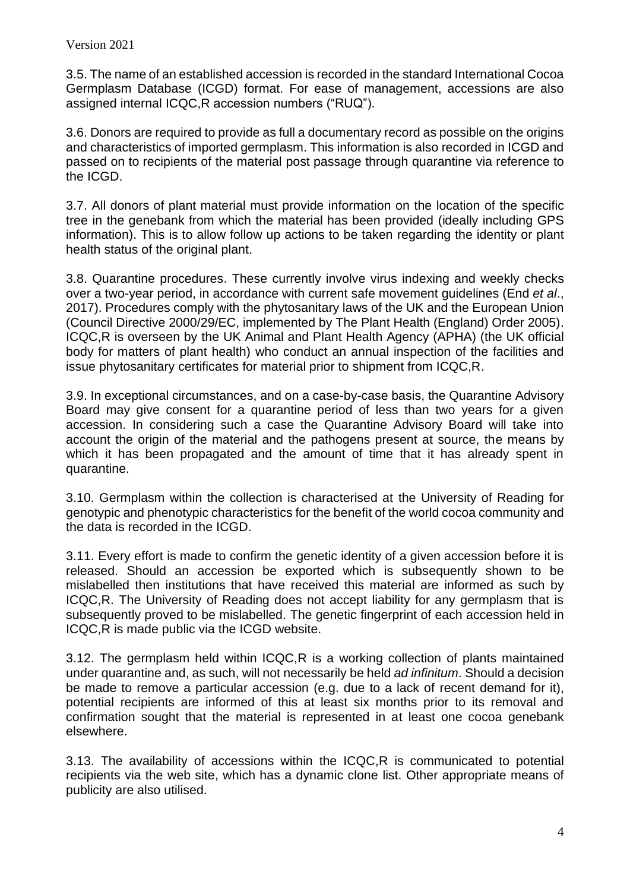3.5. The name of an established accession is recorded in the standard International Cocoa Germplasm Database (ICGD) format. For ease of management, accessions are also assigned internal ICQC,R accession numbers ("RUQ").

3.6. Donors are required to provide as full a documentary record as possible on the origins and characteristics of imported germplasm. This information is also recorded in ICGD and passed on to recipients of the material post passage through quarantine via reference to the ICGD.

3.7. All donors of plant material must provide information on the location of the specific tree in the genebank from which the material has been provided (ideally including GPS information). This is to allow follow up actions to be taken regarding the identity or plant health status of the original plant.

3.8. Quarantine procedures. These currently involve virus indexing and weekly checks over a two-year period, in accordance with current safe movement guidelines (End *et al*., 2017). Procedures comply with the phytosanitary laws of the UK and the European Union (Council Directive 2000/29/EC, implemented by The Plant Health (England) Order 2005). ICQC,R is overseen by the UK Animal and Plant Health Agency (APHA) (the UK official body for matters of plant health) who conduct an annual inspection of the facilities and issue phytosanitary certificates for material prior to shipment from ICQC,R.

3.9. In exceptional circumstances, and on a case-by-case basis, the Quarantine Advisory Board may give consent for a quarantine period of less than two years for a given accession. In considering such a case the Quarantine Advisory Board will take into account the origin of the material and the pathogens present at source, the means by which it has been propagated and the amount of time that it has already spent in quarantine.

3.10. Germplasm within the collection is characterised at the University of Reading for genotypic and phenotypic characteristics for the benefit of the world cocoa community and the data is recorded in the ICGD.

3.11. Every effort is made to confirm the genetic identity of a given accession before it is released. Should an accession be exported which is subsequently shown to be mislabelled then institutions that have received this material are informed as such by ICQC,R. The University of Reading does not accept liability for any germplasm that is subsequently proved to be mislabelled. The genetic fingerprint of each accession held in ICQC,R is made public via the ICGD website.

3.12. The germplasm held within ICQC,R is a working collection of plants maintained under quarantine and, as such, will not necessarily be held *ad infinitum*. Should a decision be made to remove a particular accession (e.g. due to a lack of recent demand for it), potential recipients are informed of this at least six months prior to its removal and confirmation sought that the material is represented in at least one cocoa genebank elsewhere.

3.13. The availability of accessions within the ICQC,R is communicated to potential recipients via the web site, which has a dynamic clone list. Other appropriate means of publicity are also utilised.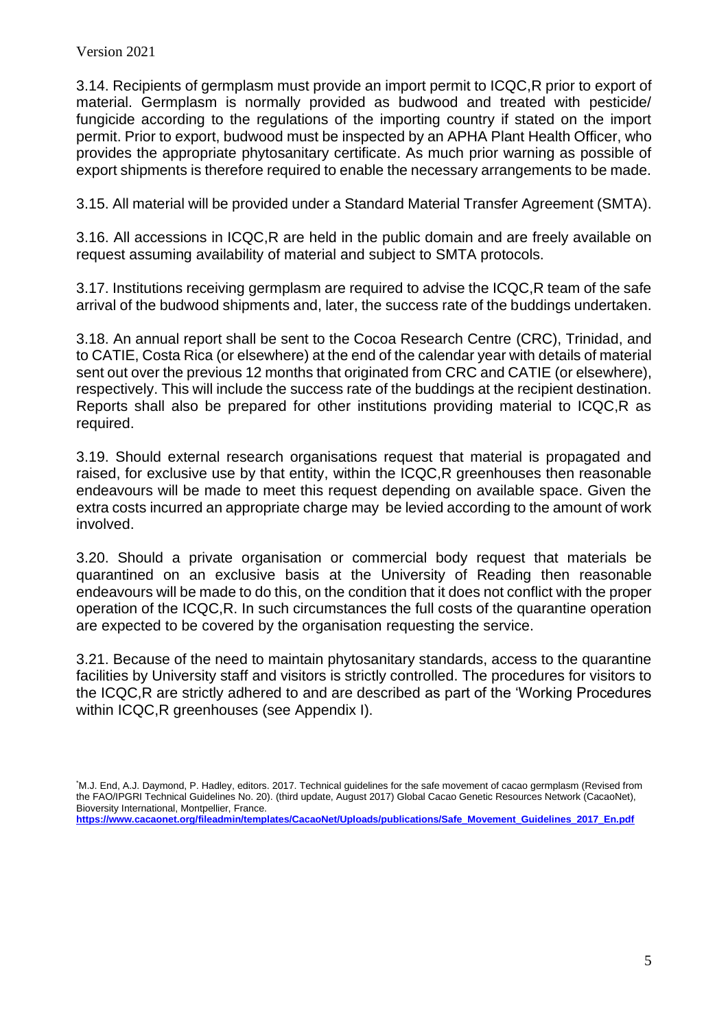3.14. Recipients of germplasm must provide an import permit to ICQC,R prior to export of material. Germplasm is normally provided as budwood and treated with pesticide/ fungicide according to the regulations of the importing country if stated on the import permit. Prior to export, budwood must be inspected by an APHA Plant Health Officer, who provides the appropriate phytosanitary certificate. As much prior warning as possible of export shipments is therefore required to enable the necessary arrangements to be made.

3.15. All material will be provided under a Standard Material Transfer Agreement (SMTA).

3.16. All accessions in ICQC,R are held in the public domain and are freely available on request assuming availability of material and subject to SMTA protocols.

3.17. Institutions receiving germplasm are required to advise the ICQC,R team of the safe arrival of the budwood shipments and, later, the success rate of the buddings undertaken.

3.18. An annual report shall be sent to the Cocoa Research Centre (CRC), Trinidad, and to CATIE, Costa Rica (or elsewhere) at the end of the calendar year with details of material sent out over the previous 12 months that originated from CRC and CATIE (or elsewhere), respectively. This will include the success rate of the buddings at the recipient destination. Reports shall also be prepared for other institutions providing material to ICQC,R as required.

3.19. Should external research organisations request that material is propagated and raised, for exclusive use by that entity, within the ICQC,R greenhouses then reasonable endeavours will be made to meet this request depending on available space. Given the extra costs incurred an appropriate charge may be levied according to the amount of work involved.

3.20. Should a private organisation or commercial body request that materials be quarantined on an exclusive basis at the University of Reading then reasonable endeavours will be made to do this, on the condition that it does not conflict with the proper operation of the ICQC,R. In such circumstances the full costs of the quarantine operation are expected to be covered by the organisation requesting the service.

3.21. Because of the need to maintain phytosanitary standards, access to the quarantine facilities by University staff and visitors is strictly controlled. The procedures for visitors to the ICQC,R are strictly adhered to and are described as part of the 'Working Procedures within ICQC,R greenhouses (see Appendix I).

[*] M.J. End, A.J. Daymond, P. Hadley, editors. 2017. Technical guidelines for the safe movement of cacao germplasm (Revised from the FAO/IPGRI Technical Guidelines No. 20). (third update, August 2017) Global Cacao Genetic Resources Network (CacaoNet), Bioversity International, Montpellier, France. https://www.cacaonet.org/fileadmin/templates/CacaoNet/Uploads/publications/Safe_Movement_Guidelines_2017_En.pdf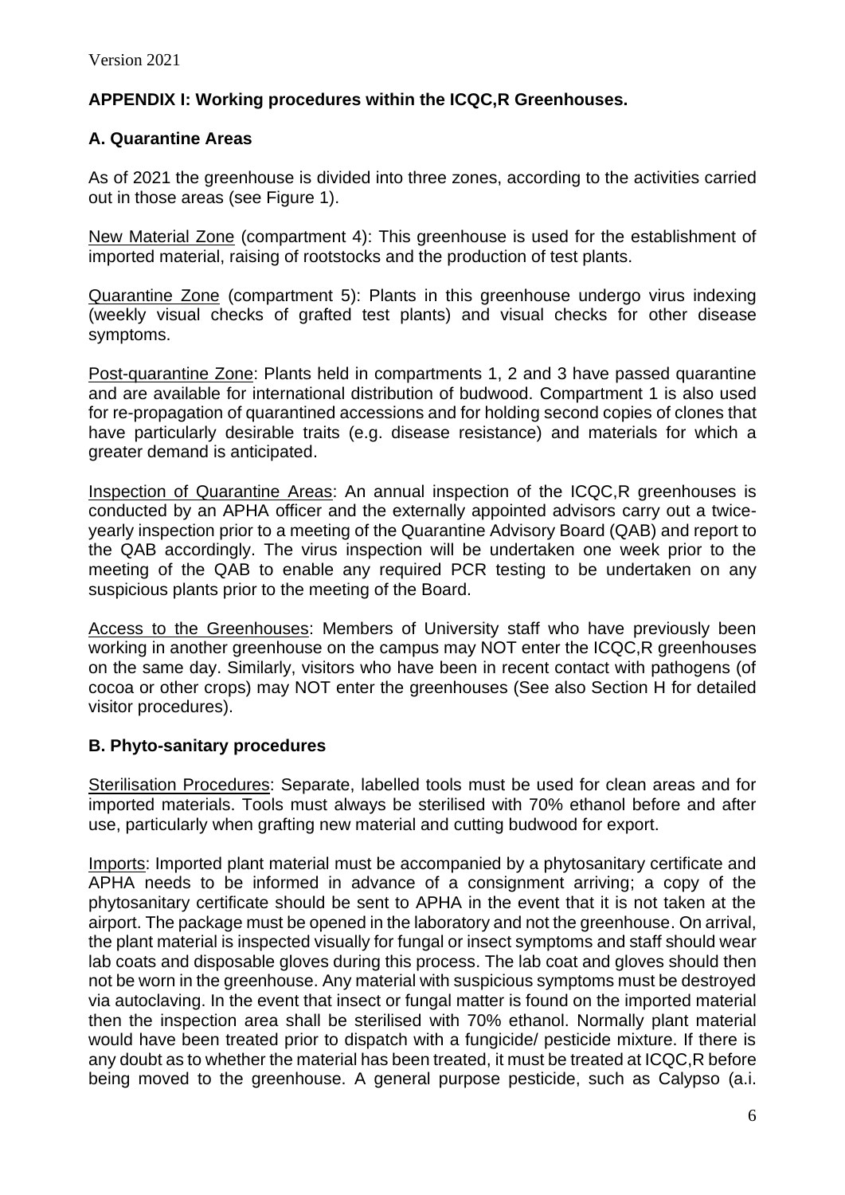## APPENDIX I: Working procedures within the ICQC,R Greenhouses.

### A. Quarantine Areas

As of 2021 the greenhouse is divided into three zones, according to the activities carried out in those areas (see Figure 1).

New Material Zone (compartment 4): This greenhouse is used for the establishment of imported material, raising of rootstocks and the production of test plants.

Quarantine Zone (compartment 5): Plants in this greenhouse undergo virus indexing (weekly visual checks of grafted test plants) and visual checks for other disease symptoms.

Post-quarantine Zone: Plants held in compartments 1, 2 and 3 have passed quarantine and are available for international distribution of budwood. Compartment 1 is also used for re-propagation of quarantined accessions and for holding second copies of clones that have particularly desirable traits (e.g. disease resistance) and materials for which a greater demand is anticipated.

Inspection of Quarantine Areas: An annual inspection of the ICQC,R greenhouses is conducted by an APHA officer and the externally appointed advisors carry out a twice-yearly inspection prior to a meeting of the Quarantine Advisory Board (QAB) and report to the QAB accordingly. The virus inspection will be undertaken one week prior to the meeting of the QAB to enable any required PCR testing to be undertaken on any suspicious plants prior to the meeting of the Board.

Access to the Greenhouses: Members of University staff who have previously been working in another greenhouse on the campus may NOT enter the ICQC,R greenhouses on the same day. Similarly, visitors who have been in recent contact with pathogens (of cocoa or other crops) may NOT enter the greenhouses (See also Section H for detailed visitor procedures).

### B. Phyto-sanitary procedures

Sterilisation Procedures: Separate, labelled tools must be used for clean areas and for imported materials. Tools must always be sterilised with 70% ethanol before and after use, particularly when grafting new material and cutting budwood for export.

Imports: Imported plant material must be accompanied by a phytosanitary certificate and APHA needs to be informed in advance of a consignment arriving; a copy of the phytosanitary certificate should be sent to APHA in the event that it is not taken at the airport. The package must be opened in the laboratory and not the greenhouse. On arrival, the plant material is inspected visually for fungal or insect symptoms and staff should wear lab coats and disposable gloves during this process. The lab coat and gloves should then not be worn in the greenhouse. Any material with suspicious symptoms must be destroyed via autoclaving. In the event that insect or fungal matter is found on the imported material then the inspection area shall be sterilised with 70% ethanol. Normally plant material would have been treated prior to dispatch with a fungicide/ pesticide mixture. If there is any doubt as to whether the material has been treated, it must be treated at ICQC,R before being moved to the greenhouse. A general purpose pesticide, such as Calypso (a.i.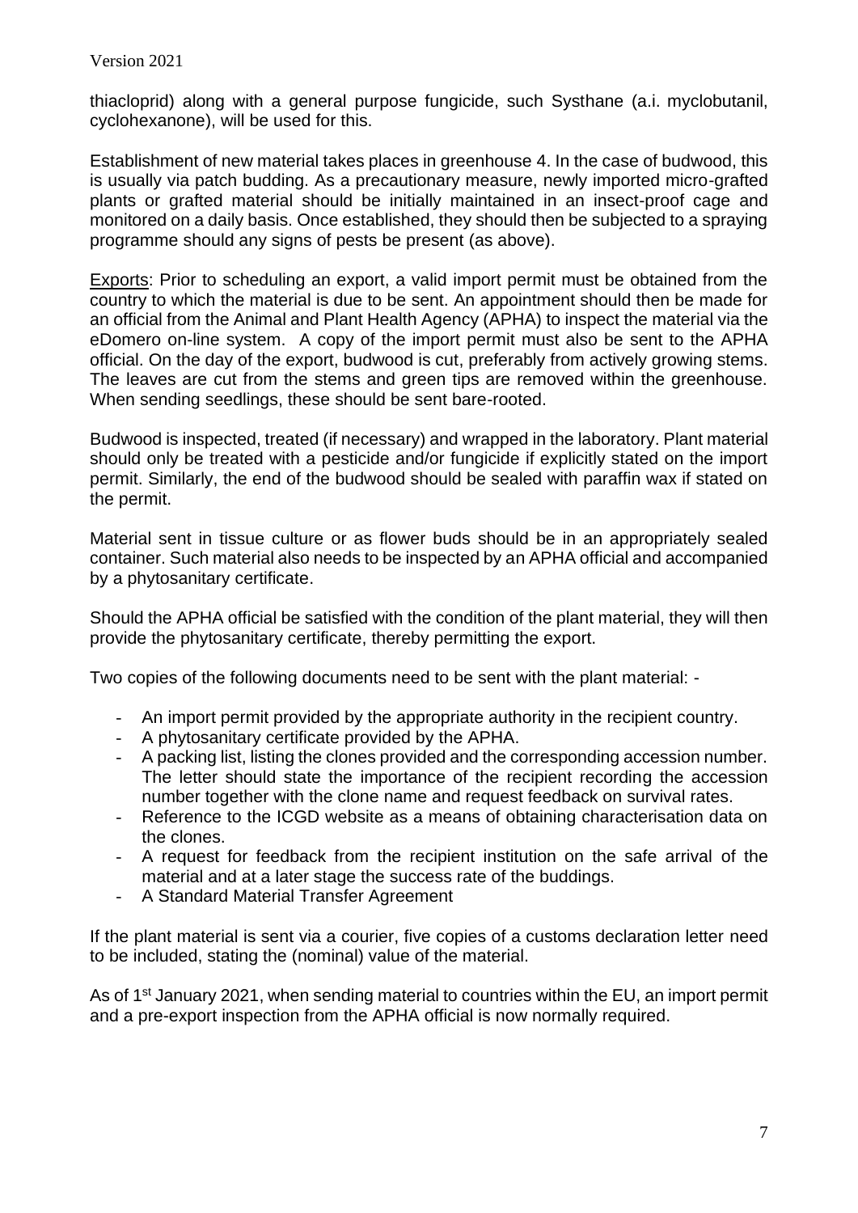thiacloprid) along with a general purpose fungicide, such Systhane (a.i. myclobutanil, cyclohexanone), will be used for this.

Establishment of new material takes places in greenhouse 4. In the case of budwood, this is usually via patch budding. As a precautionary measure, newly imported micro-grafted plants or grafted material should be initially maintained in an insect-proof cage and monitored on a daily basis. Once established, they should then be subjected to a spraying programme should any signs of pests be present (as above).

Exports: Prior to scheduling an export, a valid import permit must be obtained from the country to which the material is due to be sent. An appointment should then be made for an official from the Animal and Plant Health Agency (APHA) to inspect the material via the eDomero on-line system. A copy of the import permit must also be sent to the APHA official. On the day of the export, budwood is cut, preferably from actively growing stems. The leaves are cut from the stems and green tips are removed within the greenhouse. When sending seedlings, these should be sent bare-rooted.

Budwood is inspected, treated (if necessary) and wrapped in the laboratory. Plant material should only be treated with a pesticide and/or fungicide if explicitly stated on the import permit. Similarly, the end of the budwood should be sealed with paraffin wax if stated on the permit.

Material sent in tissue culture or as flower buds should be in an appropriately sealed container. Such material also needs to be inspected by an APHA official and accompanied by a phytosanitary certificate.

Should the APHA official be satisfied with the condition of the plant material, they will then provide the phytosanitary certificate, thereby permitting the export.

Two copies of the following documents need to be sent with the plant material: -

- An import permit provided by the appropriate authority in the recipient country.
- A phytosanitary certificate provided by the APHA.
- A packing list, listing the clones provided and the corresponding accession number. The letter should state the importance of the recipient recording the accession number together with the clone name and request feedback on survival rates.
- Reference to the ICGD website as a means of obtaining characterisation data on the clones.
- A request for feedback from the recipient institution on the safe arrival of the material and at a later stage the success rate of the buddings.
- A Standard Material Transfer Agreement

If the plant material is sent via a courier, five copies of a customs declaration letter need to be included, stating the (nominal) value of the material.

As of 1st January 2021, when sending material to countries within the EU, an import permit and a pre-export inspection from the APHA official is now normally required.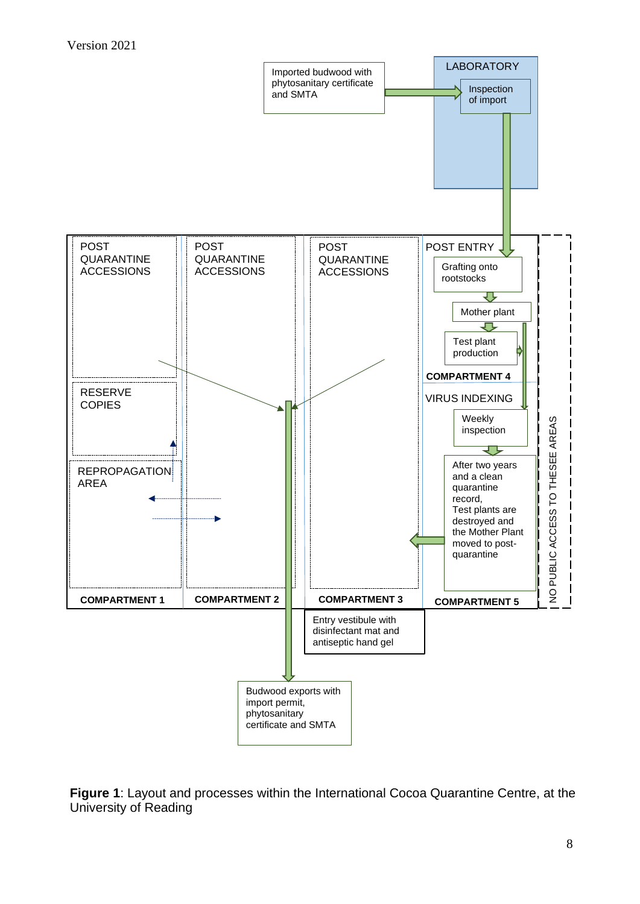Imported budwood with phytosanitary certificate and SMTA

LABORATORY

Inspection of import

POST QUARANTINE ACCESSIONS

RESERVE COPIES

REPROPAGATION AREA

COMPARTMENT 1

POST QUARANTINE ACCESSIONS

COMPARTMENT 2

POST QUARANTINE ACCESSIONS

COMPARTMENT 3

POST ENTRY

Grafting onto rootstocks

Mother plant

Test plant production

COMPARTMENT 4

VIRUS INDEXING

Weekly inspection

After two years and a clean quarantine record, Test plants are destroyed and the Mother Plant moved to post-quarantine

COMPARTMENT 5

NO PUBLIC ACCESS TO THESEE AREAS

Entry vestibule with disinfectant mat and antiseptic hand gel

Budwood exports with import permit, phytosanitary certificate and SMTA

**Figure 1**: Layout and processes within the International Cocoa Quarantine Centre, at the University of Reading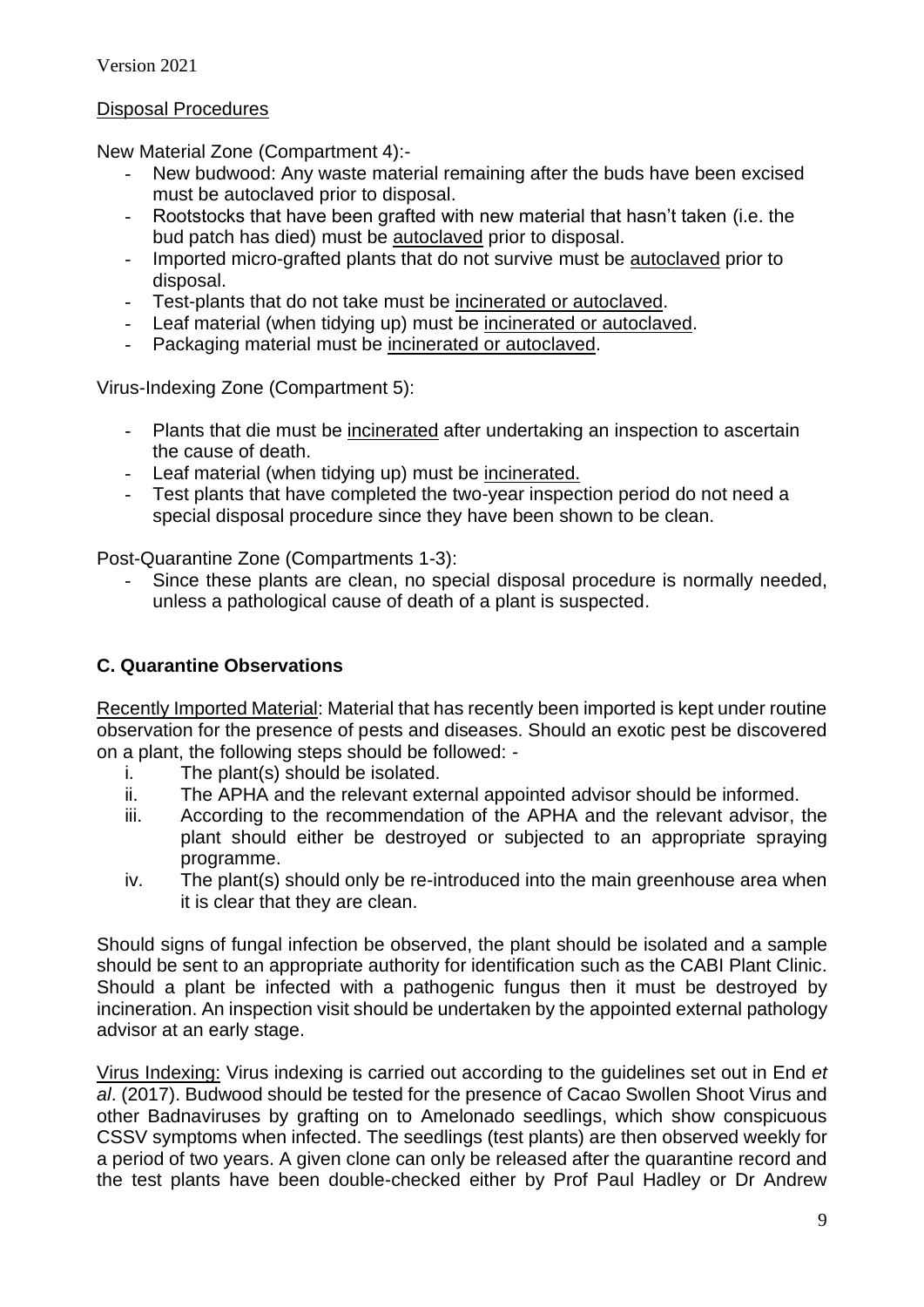Disposal Procedures

New Material Zone (Compartment 4):-

- New budwood: Any waste material remaining after the buds have been excised must be autoclaved prior to disposal.
- Rootstocks that have been grafted with new material that hasn't taken (i.e. the bud patch has died) must be autoclaved prior to disposal.
- Imported micro-grafted plants that do not survive must be autoclaved prior to disposal.
- Test-plants that do not take must be incinerated or autoclaved.
- Leaf material (when tidying up) must be incinerated or autoclaved.
- Packaging material must be incinerated or autoclaved.

Virus-Indexing Zone (Compartment 5):

- Plants that die must be incinerated after undertaking an inspection to ascertain the cause of death.
- Leaf material (when tidying up) must be incinerated.
- Test plants that have completed the two-year inspection period do not need a special disposal procedure since they have been shown to be clean.

Post-Quarantine Zone (Compartments 1-3):

- Since these plants are clean, no special disposal procedure is normally needed, unless a pathological cause of death of a plant is suspected.

## C. Quarantine Observations

Recently Imported Material: Material that has recently been imported is kept under routine observation for the presence of pests and diseases. Should an exotic pest be discovered on a plant, the following steps should be followed: -

i. The plant(s) should be isolated.
ii. The APHA and the relevant external appointed advisor should be informed.
iii. According to the recommendation of the APHA and the relevant advisor, the plant should either be destroyed or subjected to an appropriate spraying programme.
iv. The plant(s) should only be re-introduced into the main greenhouse area when it is clear that they are clean.

Should signs of fungal infection be observed, the plant should be isolated and a sample should be sent to an appropriate authority for identification such as the CABI Plant Clinic. Should a plant be infected with a pathogenic fungus then it must be destroyed by incineration. An inspection visit should be undertaken by the appointed external pathology advisor at an early stage.

Virus Indexing: Virus indexing is carried out according to the guidelines set out in End *et al*. (2017). Budwood should be tested for the presence of Cacao Swollen Shoot Virus and other Badnaviruses by grafting on to Amelonado seedlings, which show conspicuous CSSV symptoms when infected. The seedlings (test plants) are then observed weekly for a period of two years. A given clone can only be released after the quarantine record and the test plants have been double-checked either by Prof Paul Hadley or Dr Andrew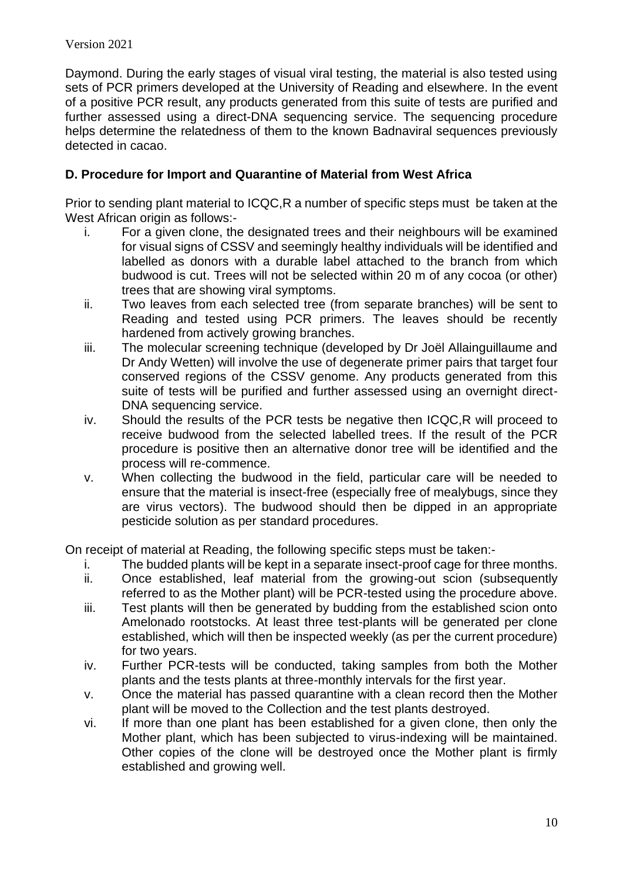Daymond. During the early stages of visual viral testing, the material is also tested using sets of PCR primers developed at the University of Reading and elsewhere. In the event of a positive PCR result, any products generated from this suite of tests are purified and further assessed using a direct-DNA sequencing service. The sequencing procedure helps determine the relatedness of them to the known Badnaviral sequences previously detected in cacao.

### D. Procedure for Import and Quarantine of Material from West Africa

Prior to sending plant material to ICQC,R a number of specific steps must be taken at the West African origin as follows:-

i. For a given clone, the designated trees and their neighbours will be examined for visual signs of CSSV and seemingly healthy individuals will be identified and labelled as donors with a durable label attached to the branch from which budwood is cut. Trees will not be selected within 20 m of any cocoa (or other) trees that are showing viral symptoms.
ii. Two leaves from each selected tree (from separate branches) will be sent to Reading and tested using PCR primers. The leaves should be recently hardened from actively growing branches.
iii. The molecular screening technique (developed by Dr Joël Allainguillaume and Dr Andy Wetten) will involve the use of degenerate primer pairs that target four conserved regions of the CSSV genome. Any products generated from this suite of tests will be purified and further assessed using an overnight direct-DNA sequencing service.
iv. Should the results of the PCR tests be negative then ICQC,R will proceed to receive budwood from the selected labelled trees. If the result of the PCR procedure is positive then an alternative donor tree will be identified and the process will re-commence.
v. When collecting the budwood in the field, particular care will be needed to ensure that the material is insect-free (especially free of mealybugs, since they are virus vectors). The budwood should then be dipped in an appropriate pesticide solution as per standard procedures.

On receipt of material at Reading, the following specific steps must be taken:-

i. The budded plants will be kept in a separate insect-proof cage for three months.
ii. Once established, leaf material from the growing-out scion (subsequently referred to as the Mother plant) will be PCR-tested using the procedure above.
iii. Test plants will then be generated by budding from the established scion onto Amelonado rootstocks. At least three test-plants will be generated per clone established, which will then be inspected weekly (as per the current procedure) for two years.
iv. Further PCR-tests will be conducted, taking samples from both the Mother plants and the tests plants at three-monthly intervals for the first year.
v. Once the material has passed quarantine with a clean record then the Mother plant will be moved to the Collection and the test plants destroyed.
vi. If more than one plant has been established for a given clone, then only the Mother plant, which has been subjected to virus-indexing will be maintained. Other copies of the clone will be destroyed once the Mother plant is firmly established and growing well.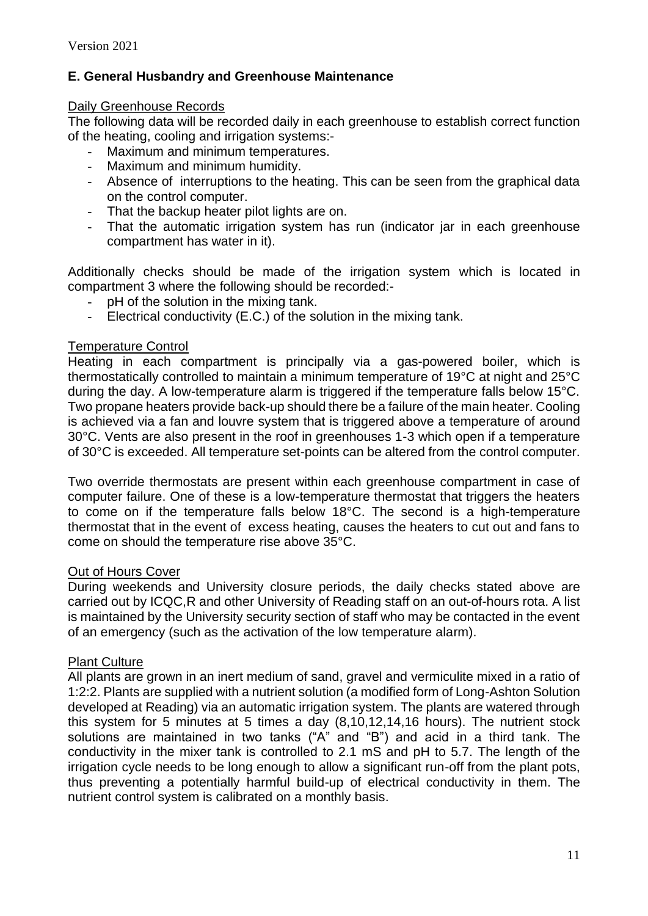## E. General Husbandry and Greenhouse Maintenance

### Daily Greenhouse Records

The following data will be recorded daily in each greenhouse to establish correct function of the heating, cooling and irrigation systems:-

- Maximum and minimum temperatures.
- Maximum and minimum humidity.
- Absence of interruptions to the heating. This can be seen from the graphical data on the control computer.
- That the backup heater pilot lights are on.
- That the automatic irrigation system has run (indicator jar in each greenhouse compartment has water in it).

Additionally checks should be made of the irrigation system which is located in compartment 3 where the following should be recorded:-

- pH of the solution in the mixing tank.
- Electrical conductivity (E.C.) of the solution in the mixing tank.

### Temperature Control

Heating in each compartment is principally via a gas-powered boiler, which is thermostatically controlled to maintain a minimum temperature of 19°C at night and 25°C during the day. A low-temperature alarm is triggered if the temperature falls below 15°C. Two propane heaters provide back-up should there be a failure of the main heater. Cooling is achieved via a fan and louvre system that is triggered above a temperature of around 30°C. Vents are also present in the roof in greenhouses 1-3 which open if a temperature of 30°C is exceeded. All temperature set-points can be altered from the control computer.

Two override thermostats are present within each greenhouse compartment in case of computer failure. One of these is a low-temperature thermostat that triggers the heaters to come on if the temperature falls below 18°C. The second is a high-temperature thermostat that in the event of excess heating, causes the heaters to cut out and fans to come on should the temperature rise above 35°C.

### Out of Hours Cover

During weekends and University closure periods, the daily checks stated above are carried out by ICQC,R and other University of Reading staff on an out-of-hours rota. A list is maintained by the University security section of staff who may be contacted in the event of an emergency (such as the activation of the low temperature alarm).

### Plant Culture

All plants are grown in an inert medium of sand, gravel and vermiculite mixed in a ratio of 1:2:2. Plants are supplied with a nutrient solution (a modified form of Long-Ashton Solution developed at Reading) via an automatic irrigation system. The plants are watered through this system for 5 minutes at 5 times a day (8,10,12,14,16 hours). The nutrient stock solutions are maintained in two tanks ("A" and "B") and acid in a third tank. The conductivity in the mixer tank is controlled to 2.1 mS and pH to 5.7. The length of the irrigation cycle needs to be long enough to allow a significant run-off from the plant pots, thus preventing a potentially harmful build-up of electrical conductivity in them. The nutrient control system is calibrated on a monthly basis.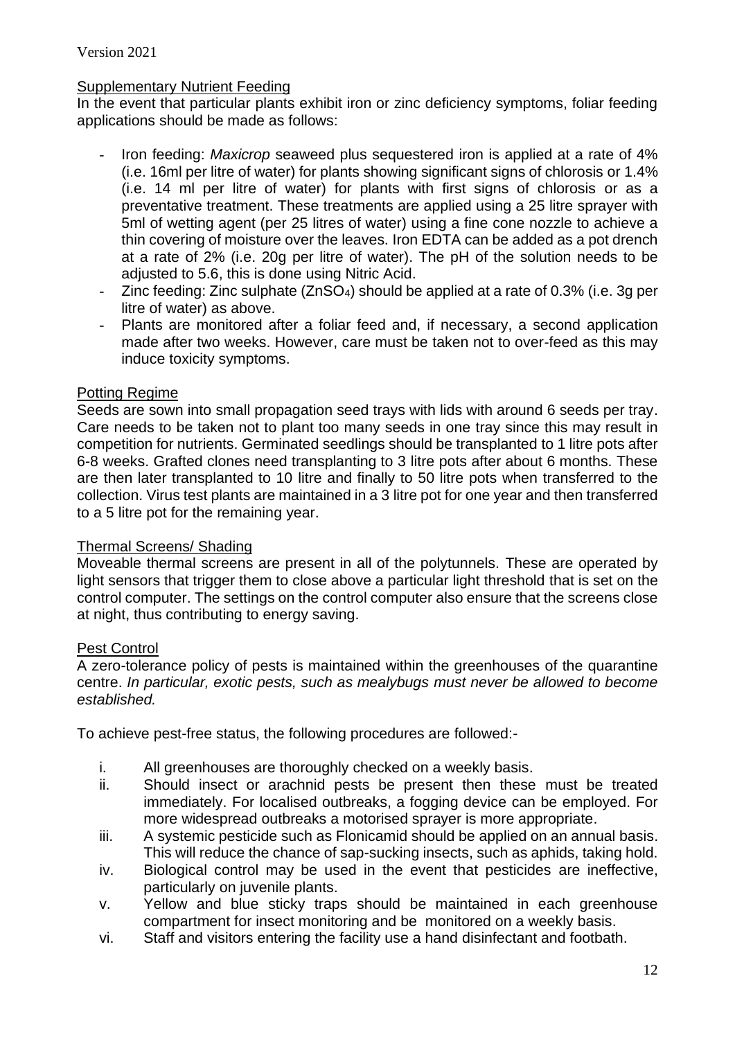Version 2021

Supplementary Nutrient Feeding

In the event that particular plants exhibit iron or zinc deficiency symptoms, foliar feeding applications should be made as follows:

- Iron feeding: *Maxicrop* seaweed plus sequestered iron is applied at a rate of 4% (i.e. 16ml per litre of water) for plants showing significant signs of chlorosis or 1.4% (i.e. 14 ml per litre of water) for plants with first signs of chlorosis or as a preventative treatment. These treatments are applied using a 25 litre sprayer with 5ml of wetting agent (per 25 litres of water) using a fine cone nozzle to achieve a thin covering of moisture over the leaves. Iron EDTA can be added as a pot drench at a rate of 2% (i.e. 20g per litre of water). The pH of the solution needs to be adjusted to 5.6, this is done using Nitric Acid.
- Zinc feeding: Zinc sulphate ($ZnSO_4$) should be applied at a rate of 0.3% (i.e. 3g per litre of water) as above.
- Plants are monitored after a foliar feed and, if necessary, a second application made after two weeks. However, care must be taken not to over-feed as this may induce toxicity symptoms.

Potting Regime

Seeds are sown into small propagation seed trays with lids with around 6 seeds per tray. Care needs to be taken not to plant too many seeds in one tray since this may result in competition for nutrients. Germinated seedlings should be transplanted to 1 litre pots after 6-8 weeks. Grafted clones need transplanting to 3 litre pots after about 6 months. These are then later transplanted to 10 litre and finally to 50 litre pots when transferred to the collection. Virus test plants are maintained in a 3 litre pot for one year and then transferred to a 5 litre pot for the remaining year.

Thermal Screens/ Shading

Moveable thermal screens are present in all of the polytunnels. These are operated by light sensors that trigger them to close above a particular light threshold that is set on the control computer. The settings on the control computer also ensure that the screens close at night, thus contributing to energy saving.

Pest Control

A zero-tolerance policy of pests is maintained within the greenhouses of the quarantine centre. *In particular, exotic pests, such as mealybugs must never be allowed to become established.*

To achieve pest-free status, the following procedures are followed:-

i. All greenhouses are thoroughly checked on a weekly basis.
ii. Should insect or arachnid pests be present then these must be treated immediately. For localised outbreaks, a fogging device can be employed. For more widespread outbreaks a motorised sprayer is more appropriate.
iii. A systemic pesticide such as Flonicamid should be applied on an annual basis. This will reduce the chance of sap-sucking insects, such as aphids, taking hold.
iv. Biological control may be used in the event that pesticides are ineffective, particularly on juvenile plants.
v. Yellow and blue sticky traps should be maintained in each greenhouse compartment for insect monitoring and be monitored on a weekly basis.
vi. Staff and visitors entering the facility use a hand disinfectant and footbath.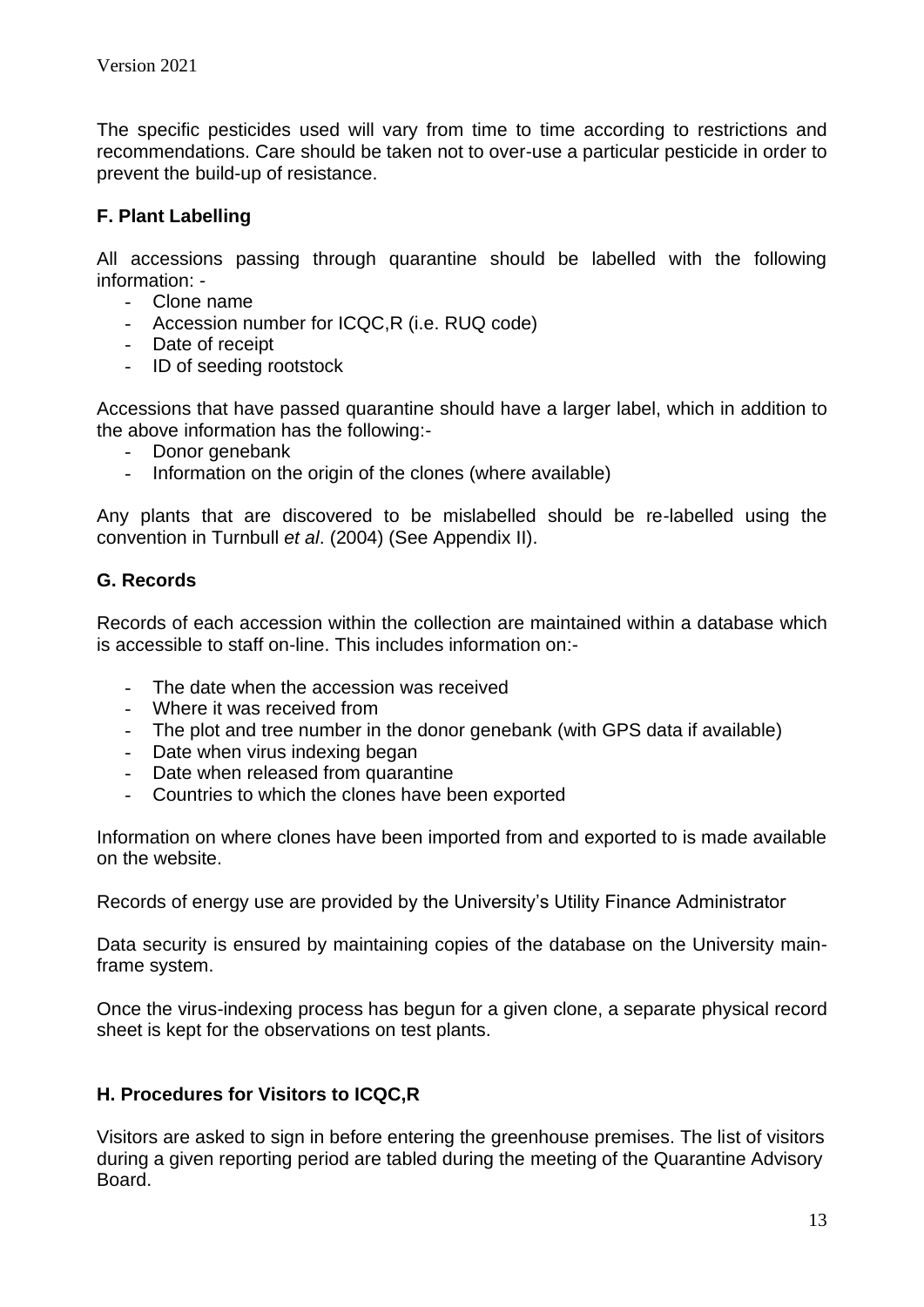The specific pesticides used will vary from time to time according to restrictions and recommendations. Care should be taken not to over-use a particular pesticide in order to prevent the build-up of resistance.

### F. Plant Labelling

All accessions passing through quarantine should be labelled with the following information: -

- Clone name
- Accession number for ICQC,R (i.e. RUQ code)
- Date of receipt
- ID of seeding rootstock

Accessions that have passed quarantine should have a larger label, which in addition to the above information has the following:-

- Donor genebank
- Information on the origin of the clones (where available)

Any plants that are discovered to be mislabelled should be re-labelled using the convention in Turnbull *et al*. (2004) (See Appendix II).

### G. Records

Records of each accession within the collection are maintained within a database which is accessible to staff on-line. This includes information on:-

- The date when the accession was received
- Where it was received from
- The plot and tree number in the donor genebank (with GPS data if available)
- Date when virus indexing began
- Date when released from quarantine
- Countries to which the clones have been exported

Information on where clones have been imported from and exported to is made available on the website.

Records of energy use are provided by the University's Utility Finance Administrator

Data security is ensured by maintaining copies of the database on the University main-frame system.

Once the virus-indexing process has begun for a given clone, a separate physical record sheet is kept for the observations on test plants.

### H. Procedures for Visitors to ICQC,R

Visitors are asked to sign in before entering the greenhouse premises. The list of visitors during a given reporting period are tabled during the meeting of the Quarantine Advisory Board.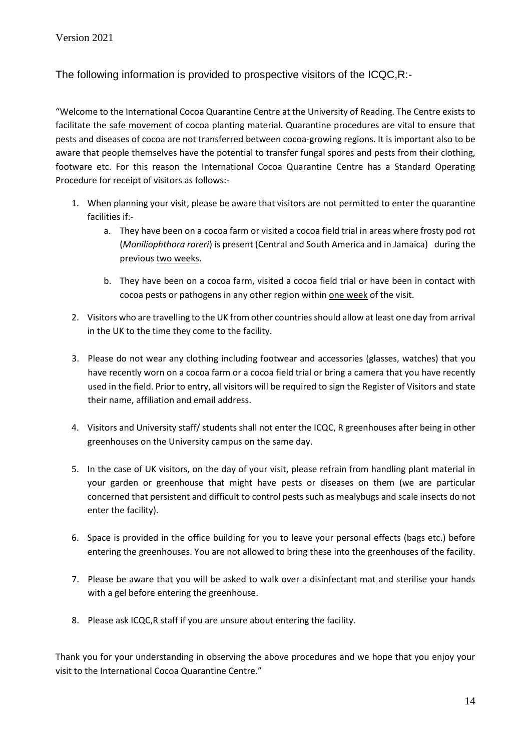The following information is provided to prospective visitors of the ICQC,R:-

"Welcome to the International Cocoa Quarantine Centre at the University of Reading. The Centre exists to facilitate the safe movement of cocoa planting material. Quarantine procedures are vital to ensure that pests and diseases of cocoa are not transferred between cocoa-growing regions. It is important also to be aware that people themselves have the potential to transfer fungal spores and pests from their clothing, footware etc. For this reason the International Cocoa Quarantine Centre has a Standard Operating Procedure for receipt of visitors as follows:-

1. When planning your visit, please be aware that visitors are not permitted to enter the quarantine facilities if:-
    a. They have been on a cocoa farm or visited a cocoa field trial in areas where frosty pod rot (*Moniliophthora roreri*) is present (Central and South America and in Jamaica) during the previous two weeks.
    b. They have been on a cocoa farm, visited a cocoa field trial or have been in contact with cocoa pests or pathogens in any other region within one week of the visit.
2. Visitors who are travelling to the UK from other countries should allow at least one day from arrival in the UK to the time they come to the facility.
3. Please do not wear any clothing including footwear and accessories (glasses, watches) that you have recently worn on a cocoa farm or a cocoa field trial or bring a camera that you have recently used in the field. Prior to entry, all visitors will be required to sign the Register of Visitors and state their name, affiliation and email address.
4. Visitors and University staff/ students shall not enter the ICQC, R greenhouses after being in other greenhouses on the University campus on the same day.
5. In the case of UK visitors, on the day of your visit, please refrain from handling plant material in your garden or greenhouse that might have pests or diseases on them (we are particular concerned that persistent and difficult to control pests such as mealybugs and scale insects do not enter the facility).
6. Space is provided in the office building for you to leave your personal effects (bags etc.) before entering the greenhouses. You are not allowed to bring these into the greenhouses of the facility.
7. Please be aware that you will be asked to walk over a disinfectant mat and sterilise your hands with a gel before entering the greenhouse.
8. Please ask ICQC,R staff if you are unsure about entering the facility.

Thank you for your understanding in observing the above procedures and we hope that you enjoy your visit to the International Cocoa Quarantine Centre."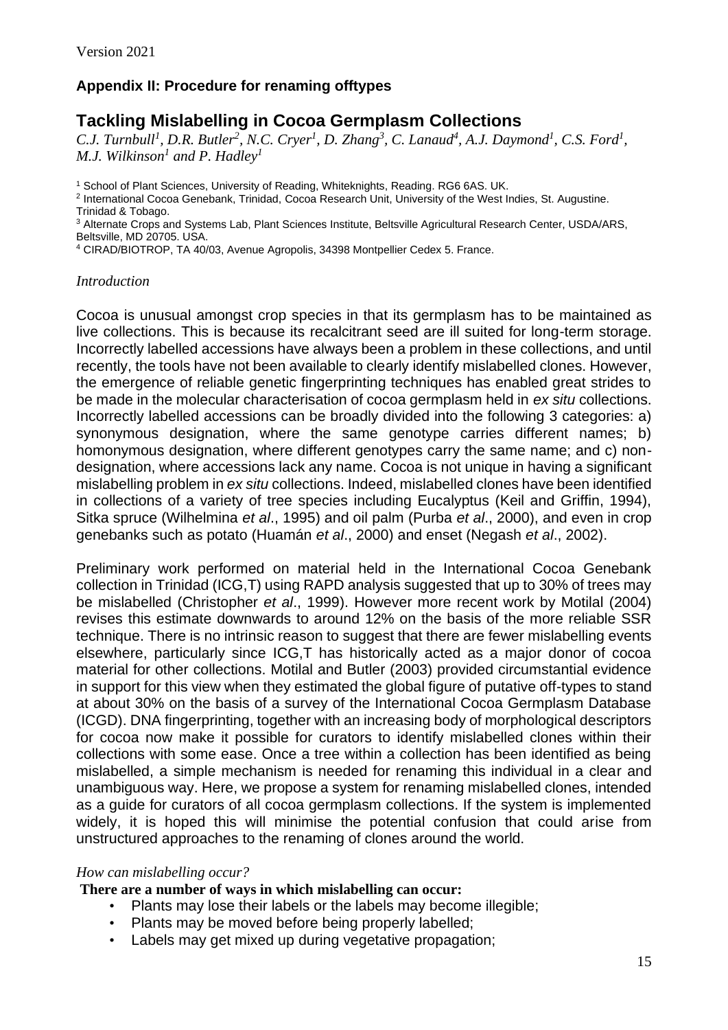## Appendix II: Procedure for renaming offtypes

# Tackling Mislabelling in Cocoa Germplasm Collections

*C.J. Turnbull[1], D.R. Butler[2], N.C. Cryer[1], D. Zhang[3], C. Lanaud[4], A.J. Daymond[1], C.S. Ford[1], M.J. Wilkinson[1] and P. Hadley[1]*

[1] School of Plant Sciences, University of Reading, Whiteknights, Reading. RG6 6AS. UK.
[2] International Cocoa Genebank, Trinidad, Cocoa Research Unit, University of the West Indies, St. Augustine. Trinidad & Tobago.
[3] Alternate Crops and Systems Lab, Plant Sciences Institute, Beltsville Agricultural Research Center, USDA/ARS, Beltsville, MD 20705. USA.
[4] CIRAD/BIOTROP, TA 40/03, Avenue Agropolis, 34398 Montpellier Cedex 5. France.

### *Introduction*

Cocoa is unusual amongst crop species in that its germplasm has to be maintained as live collections. This is because its recalcitrant seed are ill suited for long-term storage. Incorrectly labelled accessions have always been a problem in these collections, and until recently, the tools have not been available to clearly identify mislabelled clones. However, the emergence of reliable genetic fingerprinting techniques has enabled great strides to be made in the molecular characterisation of cocoa germplasm held in *ex situ* collections. Incorrectly labelled accessions can be broadly divided into the following 3 categories: a) synonymous designation, where the same genotype carries different names; b) homonymous designation, where different genotypes carry the same name; and c) non-designation, where accessions lack any name. Cocoa is not unique in having a significant mislabelling problem in *ex situ* collections. Indeed, mislabelled clones have been identified in collections of a variety of tree species including Eucalyptus (Keil and Griffin, 1994), Sitka spruce (Wilhelmina *et al*., 1995) and oil palm (Purba *et al*., 2000), and even in crop genebanks such as potato (Huamán *et al*., 2000) and enset (Negash *et al*., 2002).

Preliminary work performed on material held in the International Cocoa Genebank collection in Trinidad (ICG,T) using RAPD analysis suggested that up to 30% of trees may be mislabelled (Christopher *et al*., 1999). However more recent work by Motilal (2004) revises this estimate downwards to around 12% on the basis of the more reliable SSR technique. There is no intrinsic reason to suggest that there are fewer mislabelling events elsewhere, particularly since ICG,T has historically acted as a major donor of cocoa material for other collections. Motilal and Butler (2003) provided circumstantial evidence in support for this view when they estimated the global figure of putative off-types to stand at about 30% on the basis of a survey of the International Cocoa Germplasm Database (ICGD). DNA fingerprinting, together with an increasing body of morphological descriptors for cocoa now make it possible for curators to identify mislabelled clones within their collections with some ease. Once a tree within a collection has been identified as being mislabelled, a simple mechanism is needed for renaming this individual in a clear and unambiguous way. Here, we propose a system for renaming mislabelled clones, intended as a guide for curators of all cocoa germplasm collections. If the system is implemented widely, it is hoped this will minimise the potential confusion that could arise from unstructured approaches to the renaming of clones around the world.

### *How can mislabelling occur?*

**There are a number of ways in which mislabelling can occur:**

- Plants may lose their labels or the labels may become illegible;
- Plants may be moved before being properly labelled;
- Labels may get mixed up during vegetative propagation;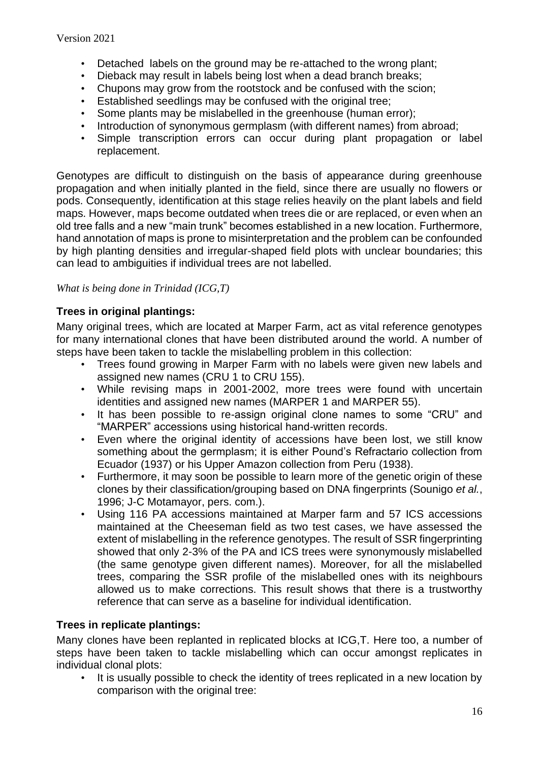- Detached labels on the ground may be re-attached to the wrong plant;
- Dieback may result in labels being lost when a dead branch breaks;
- Chupons may grow from the rootstock and be confused with the scion;
- Established seedlings may be confused with the original tree;
- Some plants may be mislabelled in the greenhouse (human error);
- Introduction of synonymous germplasm (with different names) from abroad;
- Simple transcription errors can occur during plant propagation or label replacement.

Genotypes are difficult to distinguish on the basis of appearance during greenhouse propagation and when initially planted in the field, since there are usually no flowers or pods. Consequently, identification at this stage relies heavily on the plant labels and field maps. However, maps become outdated when trees die or are replaced, or even when an old tree falls and a new "main trunk" becomes established in a new location. Furthermore, hand annotation of maps is prone to misinterpretation and the problem can be confounded by high planting densities and irregular-shaped field plots with unclear boundaries; this can lead to ambiguities if individual trees are not labelled.

*What is being done in Trinidad (ICG,T)*

**Trees in original plantings:**

Many original trees, which are located at Marper Farm, act as vital reference genotypes for many international clones that have been distributed around the world. A number of steps have been taken to tackle the mislabelling problem in this collection:

- Trees found growing in Marper Farm with no labels were given new labels and assigned new names (CRU 1 to CRU 155).
- While revising maps in 2001-2002, more trees were found with uncertain identities and assigned new names (MARPER 1 and MARPER 55).
- It has been possible to re-assign original clone names to some "CRU" and "MARPER" accessions using historical hand-written records.
- Even where the original identity of accessions have been lost, we still know something about the germplasm; it is either Pound's Refractario collection from Ecuador (1937) or his Upper Amazon collection from Peru (1938).
- Furthermore, it may soon be possible to learn more of the genetic origin of these clones by their classification/grouping based on DNA fingerprints (Sounigo *et al.*, 1996; J-C Motamayor, pers. com.).
- Using 116 PA accessions maintained at Marper farm and 57 ICS accessions maintained at the Cheeseman field as two test cases, we have assessed the extent of mislabelling in the reference genotypes. The result of SSR fingerprinting showed that only 2-3% of the PA and ICS trees were synonymously mislabelled (the same genotype given different names). Moreover, for all the mislabelled trees, comparing the SSR profile of the mislabelled ones with its neighbours allowed us to make corrections. This result shows that there is a trustworthy reference that can serve as a baseline for individual identification.

**Trees in replicate plantings:**

Many clones have been replanted in replicated blocks at ICG,T. Here too, a number of steps have been taken to tackle mislabelling which can occur amongst replicates in individual clonal plots:

- It is usually possible to check the identity of trees replicated in a new location by comparison with the original tree: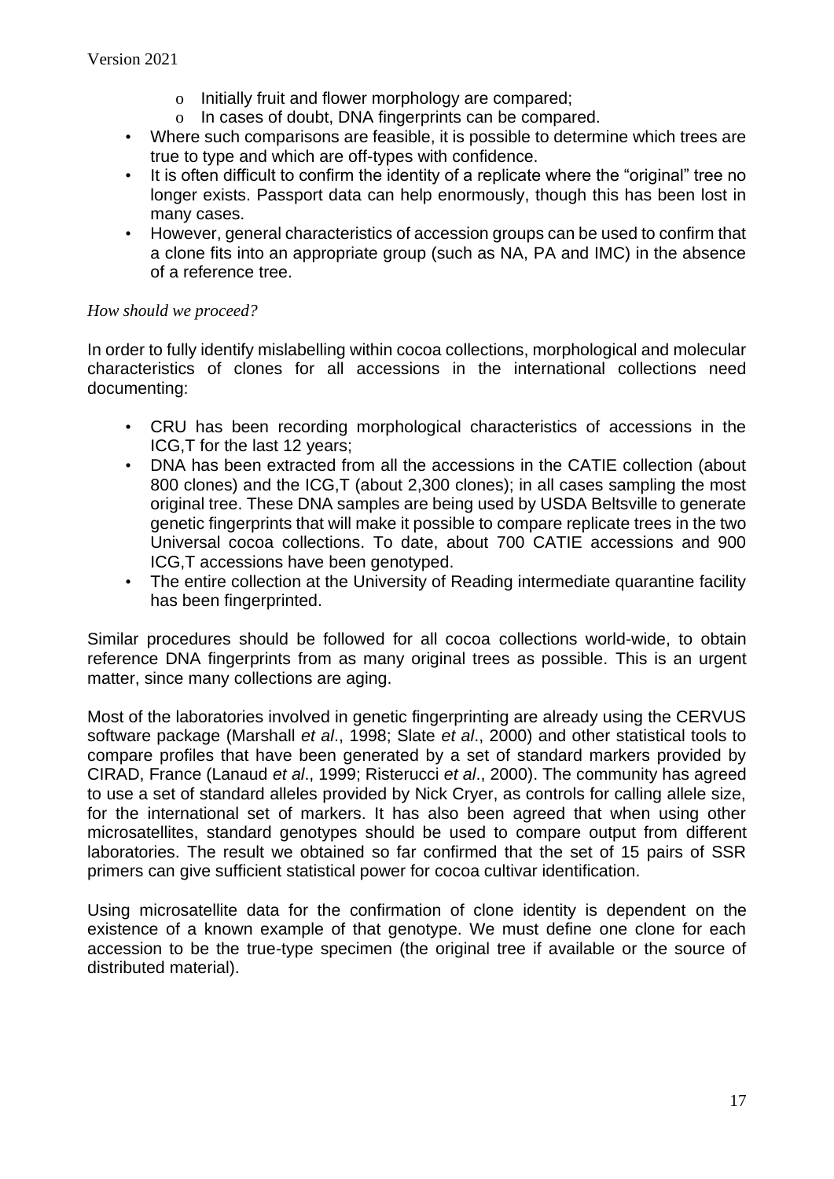- Initially fruit and flower morphology are compared;
    - In cases of doubt, DNA fingerprints can be compared.
- Where such comparisons are feasible, it is possible to determine which trees are true to type and which are off-types with confidence.
- It is often difficult to confirm the identity of a replicate where the "original" tree no longer exists. Passport data can help enormously, though this has been lost in many cases.
- However, general characteristics of accession groups can be used to confirm that a clone fits into an appropriate group (such as NA, PA and IMC) in the absence of a reference tree.

*How should we proceed?*

In order to fully identify mislabelling within cocoa collections, morphological and molecular characteristics of clones for all accessions in the international collections need documenting:

- CRU has been recording morphological characteristics of accessions in the ICG,T for the last 12 years;
- DNA has been extracted from all the accessions in the CATIE collection (about 800 clones) and the ICG,T (about 2,300 clones); in all cases sampling the most original tree. These DNA samples are being used by USDA Beltsville to generate genetic fingerprints that will make it possible to compare replicate trees in the two Universal cocoa collections. To date, about 700 CATIE accessions and 900 ICG,T accessions have been genotyped.
- The entire collection at the University of Reading intermediate quarantine facility has been fingerprinted.

Similar procedures should be followed for all cocoa collections world-wide, to obtain reference DNA fingerprints from as many original trees as possible. This is an urgent matter, since many collections are aging.

Most of the laboratories involved in genetic fingerprinting are already using the CERVUS software package (Marshall *et al*., 1998; Slate *et al*., 2000) and other statistical tools to compare profiles that have been generated by a set of standard markers provided by CIRAD, France (Lanaud *et al*., 1999; Risterucci *et al*., 2000). The community has agreed to use a set of standard alleles provided by Nick Cryer, as controls for calling allele size, for the international set of markers. It has also been agreed that when using other microsatellites, standard genotypes should be used to compare output from different laboratories. The result we obtained so far confirmed that the set of 15 pairs of SSR primers can give sufficient statistical power for cocoa cultivar identification.

Using microsatellite data for the confirmation of clone identity is dependent on the existence of a known example of that genotype. We must define one clone for each accession to be the true-type specimen (the original tree if available or the source of distributed material).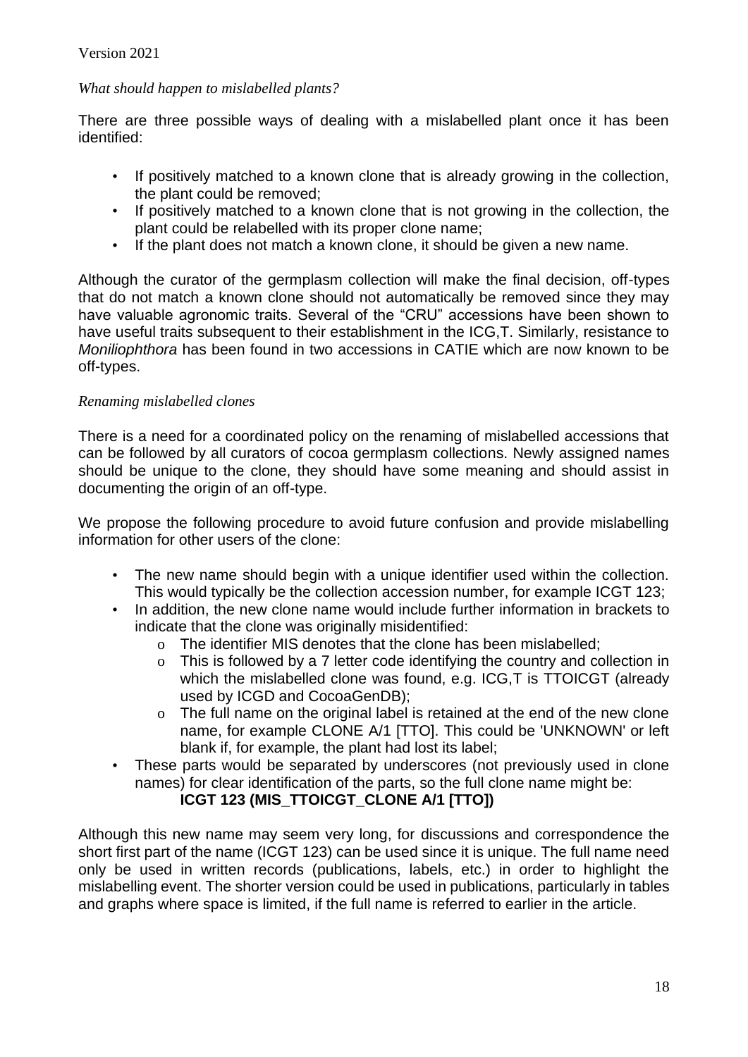*What should happen to mislabelled plants?*

There are three possible ways of dealing with a mislabelled plant once it has been identified:

- If positively matched to a known clone that is already growing in the collection, the plant could be removed;
- If positively matched to a known clone that is not growing in the collection, the plant could be relabelled with its proper clone name;
- If the plant does not match a known clone, it should be given a new name.

Although the curator of the germplasm collection will make the final decision, off-types that do not match a known clone should not automatically be removed since they may have valuable agronomic traits. Several of the "CRU" accessions have been shown to have useful traits subsequent to their establishment in the ICG,T. Similarly, resistance to *Moniliophthora* has been found in two accessions in CATIE which are now known to be off-types.

*Renaming mislabelled clones*

There is a need for a coordinated policy on the renaming of mislabelled accessions that can be followed by all curators of cocoa germplasm collections. Newly assigned names should be unique to the clone, they should have some meaning and should assist in documenting the origin of an off-type.

We propose the following procedure to avoid future confusion and provide mislabelling information for other users of the clone:

- The new name should begin with a unique identifier used within the collection. This would typically be the collection accession number, for example ICGT 123;
- In addition, the new clone name would include further information in brackets to indicate that the clone was originally misidentified:
  - The identifier MIS denotes that the clone has been mislabelled;
  - This is followed by a 7 letter code identifying the country and collection in which the mislabelled clone was found, e.g. ICG,T is TTOICGT (already used by ICGD and CocoaGenDB);
  - The full name on the original label is retained at the end of the new clone name, for example CLONE A/1 [TTO]. This could be 'UNKNOWN' or left blank if, for example, the plant had lost its label;
- These parts would be separated by underscores (not previously used in clone names) for clear identification of the parts, so the full clone name might be:
  **ICGT 123 (MIS_TTOICGT_CLONE A/1 [TTO])**

Although this new name may seem very long, for discussions and correspondence the short first part of the name (ICGT 123) can be used since it is unique. The full name need only be used in written records (publications, labels, etc.) in order to highlight the mislabelling event. The shorter version could be used in publications, particularly in tables and graphs where space is limited, if the full name is referred to earlier in the article.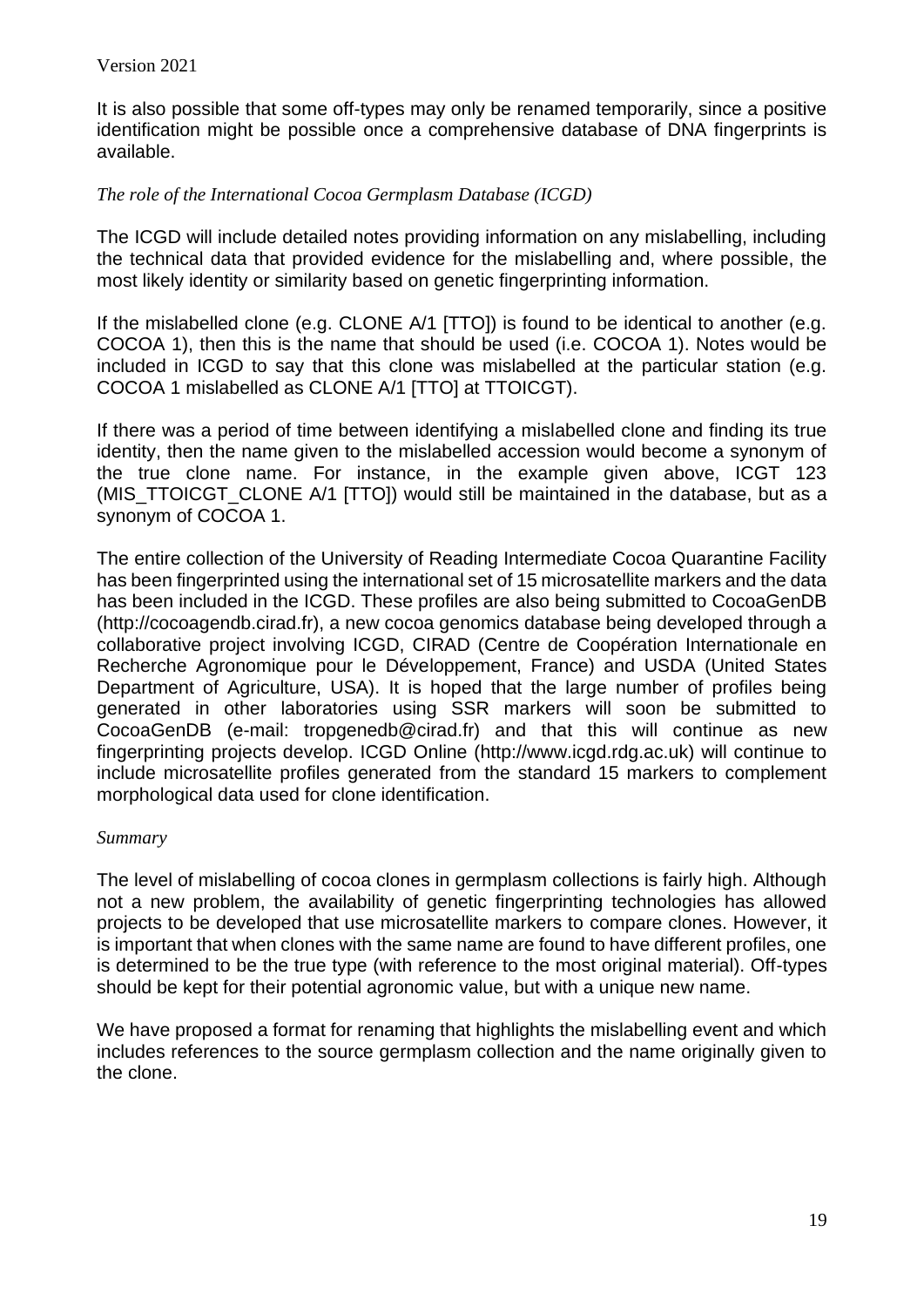It is also possible that some off-types may only be renamed temporarily, since a positive identification might be possible once a comprehensive database of DNA fingerprints is available.

*The role of the International Cocoa Germplasm Database (ICGD)*

The ICGD will include detailed notes providing information on any mislabelling, including the technical data that provided evidence for the mislabelling and, where possible, the most likely identity or similarity based on genetic fingerprinting information.

If the mislabelled clone (e.g. CLONE A/1 [TTO]) is found to be identical to another (e.g. COCOA 1), then this is the name that should be used (i.e. COCOA 1). Notes would be included in ICGD to say that this clone was mislabelled at the particular station (e.g. COCOA 1 mislabelled as CLONE A/1 [TTO] at TTOICGT).

If there was a period of time between identifying a mislabelled clone and finding its true identity, then the name given to the mislabelled accession would become a synonym of the true clone name. For instance, in the example given above, ICGT 123 (MIS_TTOICGT_CLONE A/1 [TTO]) would still be maintained in the database, but as a synonym of COCOA 1.

The entire collection of the University of Reading Intermediate Cocoa Quarantine Facility has been fingerprinted using the international set of 15 microsatellite markers and the data has been included in the ICGD. These profiles are also being submitted to CocoaGenDB (http://cocoagendb.cirad.fr), a new cocoa genomics database being developed through a collaborative project involving ICGD, CIRAD (Centre de Coopération Internationale en Recherche Agronomique pour le Développement, France) and USDA (United States Department of Agriculture, USA). It is hoped that the large number of profiles being generated in other laboratories using SSR markers will soon be submitted to CocoaGenDB (e-mail: tropgenedb@cirad.fr) and that this will continue as new fingerprinting projects develop. ICGD Online (http://www.icgd.rdg.ac.uk) will continue to include microsatellite profiles generated from the standard 15 markers to complement morphological data used for clone identification.

*Summary*

The level of mislabelling of cocoa clones in germplasm collections is fairly high. Although not a new problem, the availability of genetic fingerprinting technologies has allowed projects to be developed that use microsatellite markers to compare clones. However, it is important that when clones with the same name are found to have different profiles, one is determined to be the true type (with reference to the most original material). Off-types should be kept for their potential agronomic value, but with a unique new name.

We have proposed a format for renaming that highlights the mislabelling event and which includes references to the source germplasm collection and the name originally given to the clone.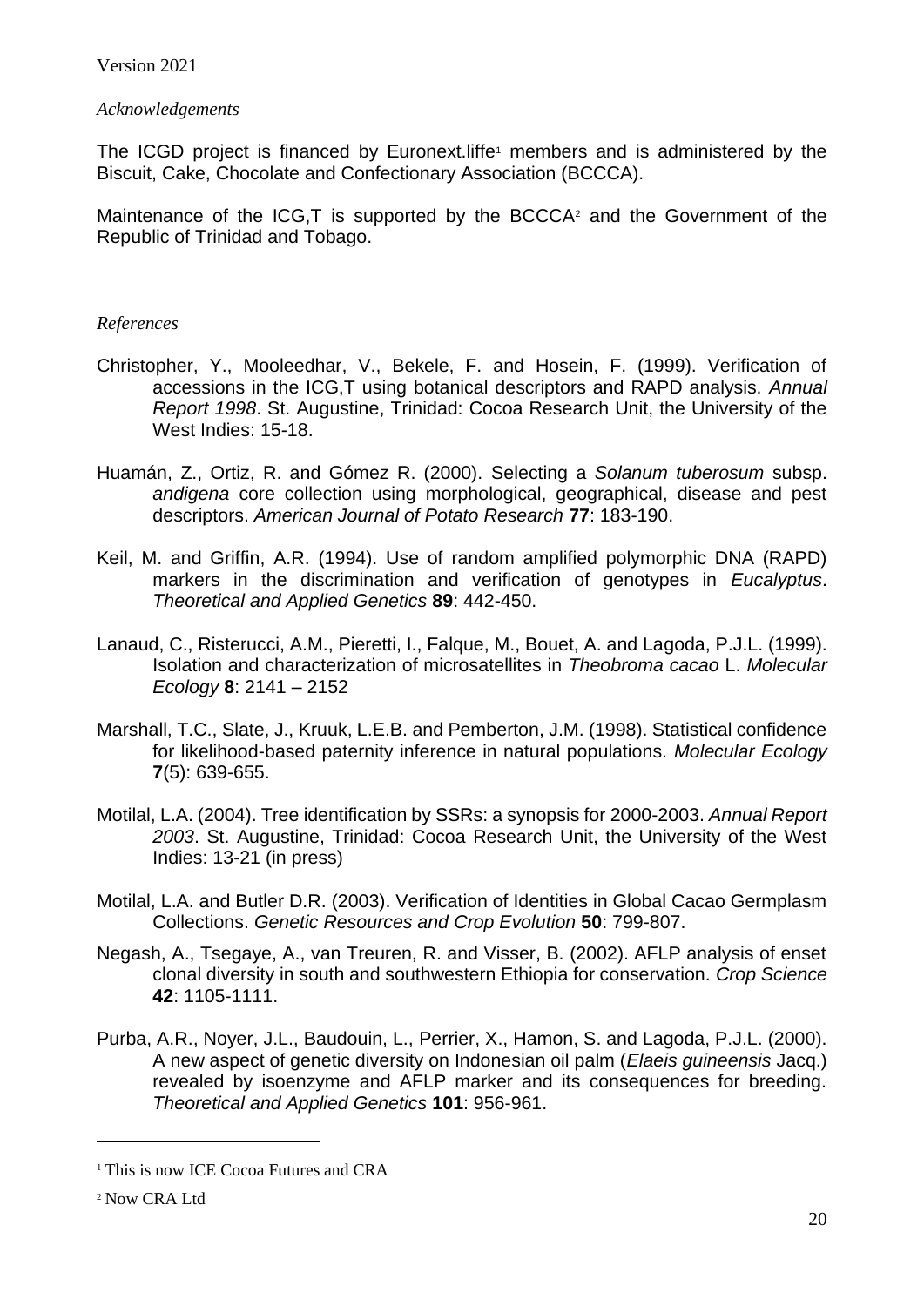*Acknowledgements*

The ICGD project is financed by Euronext.liffe[1] members and is administered by the Biscuit, Cake, Chocolate and Confectionary Association (BCCCA).

Maintenance of the ICG,T is supported by the BCCCA[2] and the Government of the Republic of Trinidad and Tobago.

*References*

Christopher, Y., Mooleedhar, V., Bekele, F. and Hosein, F. (1999). Verification of accessions in the ICG,T using botanical descriptors and RAPD analysis. *Annual Report 1998*. St. Augustine, Trinidad: Cocoa Research Unit, the University of the West Indies: 15-18.

Huamán, Z., Ortiz, R. and Gómez R. (2000). Selecting a *Solanum tuberosum* subsp. *andigena* core collection using morphological, geographical, disease and pest descriptors. *American Journal of Potato Research* **77**: 183-190.

Keil, M. and Griffin, A.R. (1994). Use of random amplified polymorphic DNA (RAPD) markers in the discrimination and verification of genotypes in *Eucalyptus*. *Theoretical and Applied Genetics* **89**: 442-450.

Lanaud, C., Risterucci, A.M., Pieretti, I., Falque, M., Bouet, A. and Lagoda, P.J.L. (1999). Isolation and characterization of microsatellites in *Theobroma cacao* L. *Molecular Ecology* **8**: 2141 – 2152

Marshall, T.C., Slate, J., Kruuk, L.E.B. and Pemberton, J.M. (1998). Statistical confidence for likelihood-based paternity inference in natural populations. *Molecular Ecology* **7**(5): 639-655.

Motilal, L.A. (2004). Tree identification by SSRs: a synopsis for 2000-2003. *Annual Report 2003*. St. Augustine, Trinidad: Cocoa Research Unit, the University of the West Indies: 13-21 (in press)

Motilal, L.A. and Butler D.R. (2003). Verification of Identities in Global Cacao Germplasm Collections. *Genetic Resources and Crop Evolution* **50**: 799-807.

Negash, A., Tsegaye, A., van Treuren, R. and Visser, B. (2002). AFLP analysis of enset clonal diversity in south and southwestern Ethiopia for conservation. *Crop Science* **42**: 1105-1111.

Purba, A.R., Noyer, J.L., Baudouin, L., Perrier, X., Hamon, S. and Lagoda, P.J.L. (2000). A new aspect of genetic diversity on Indonesian oil palm (*Elaeis guineensis* Jacq.) revealed by isoenzyme and AFLP marker and its consequences for breeding. *Theoretical and Applied Genetics* **101**: 956-961.

---

[1] This is now ICE Cocoa Futures and CRA

[2] Now CRA Ltd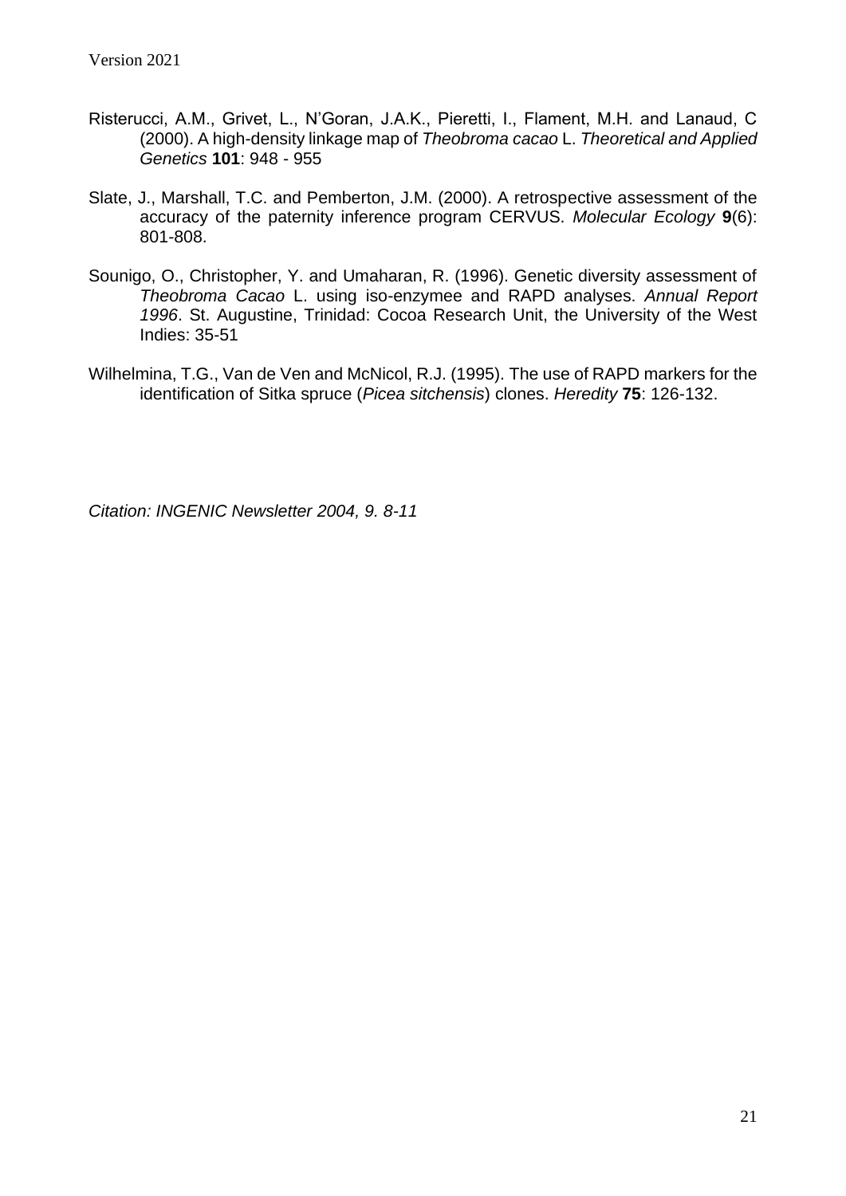Risterucci, A.M., Grivet, L., N'Goran, J.A.K., Pieretti, I., Flament, M.H. and Lanaud, C (2000). A high-density linkage map of *Theobroma cacao* L. *Theoretical and Applied Genetics* **101**: 948 - 955

Slate, J., Marshall, T.C. and Pemberton, J.M. (2000). A retrospective assessment of the accuracy of the paternity inference program CERVUS. *Molecular Ecology* **9**(6): 801-808.

Sounigo, O., Christopher, Y. and Umaharan, R. (1996). Genetic diversity assessment of *Theobroma Cacao* L. using iso-enzymee and RAPD analyses. *Annual Report 1996*. St. Augustine, Trinidad: Cocoa Research Unit, the University of the West Indies: 35-51

Wilhelmina, T.G., Van de Ven and McNicol, R.J. (1995). The use of RAPD markers for the identification of Sitka spruce (*Picea sitchensis*) clones. *Heredity* **75**: 126-132.

*Citation: INGENIC Newsletter 2004, 9. 8-11*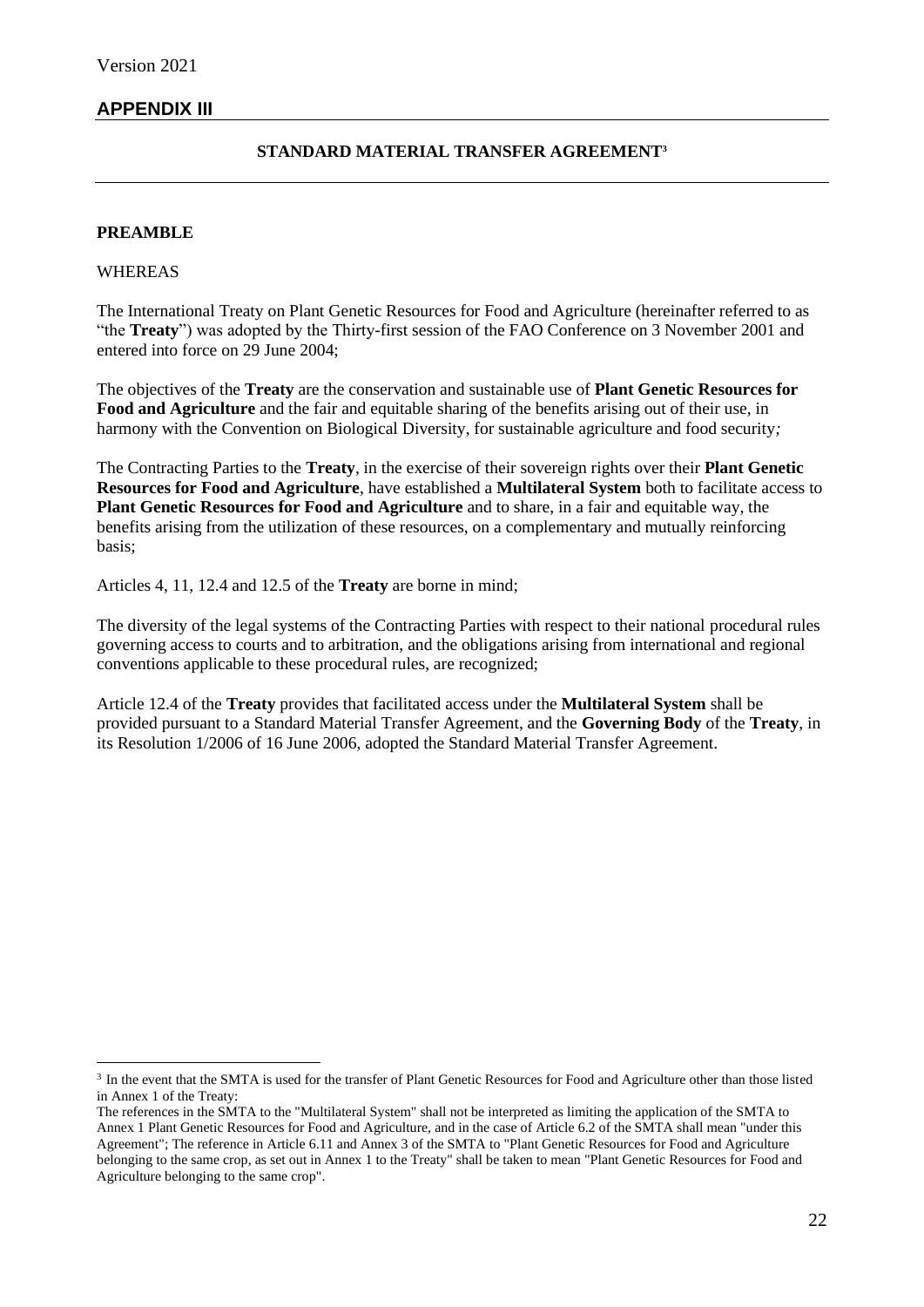Version 2021

## APPENDIX III

### STANDARD MATERIAL TRANSFER AGREEMENT[3]

**PREAMBLE**

WHEREAS

The International Treaty on Plant Genetic Resources for Food and Agriculture (hereinafter referred to as "the **Treaty**") was adopted by the Thirty-first session of the FAO Conference on 3 November 2001 and entered into force on 29 June 2004;

The objectives of the **Treaty** are the conservation and sustainable use of **Plant Genetic Resources for Food and Agriculture** and the fair and equitable sharing of the benefits arising out of their use, in harmony with the Convention on Biological Diversity, for sustainable agriculture and food security*;*

The Contracting Parties to the **Treaty**, in the exercise of their sovereign rights over their **Plant Genetic Resources for Food and Agriculture**, have established a **Multilateral System** both to facilitate access to **Plant Genetic Resources for Food and Agriculture** and to share, in a fair and equitable way, the benefits arising from the utilization of these resources, on a complementary and mutually reinforcing basis;

Articles 4, 11, 12.4 and 12.5 of the **Treaty** are borne in mind;

The diversity of the legal systems of the Contracting Parties with respect to their national procedural rules governing access to courts and to arbitration, and the obligations arising from international and regional conventions applicable to these procedural rules, are recognized;

Article 12.4 of the **Treaty** provides that facilitated access under the **Multilateral System** shall be provided pursuant to a Standard Material Transfer Agreement, and the **Governing Body** of the **Treaty**, in its Resolution 1/2006 of 16 June 2006, adopted the Standard Material Transfer Agreement.

---

[3] In the event that the SMTA is used for the transfer of Plant Genetic Resources for Food and Agriculture other than those listed in Annex 1 of the Treaty:
The references in the SMTA to the "Multilateral System" shall not be interpreted as limiting the application of the SMTA to Annex 1 Plant Genetic Resources for Food and Agriculture, and in the case of Article 6.2 of the SMTA shall mean "under this Agreement"; The reference in Article 6.11 and Annex 3 of the SMTA to "Plant Genetic Resources for Food and Agriculture belonging to the same crop, as set out in Annex 1 to the Treaty" shall be taken to mean "Plant Genetic Resources for Food and Agriculture belonging to the same crop".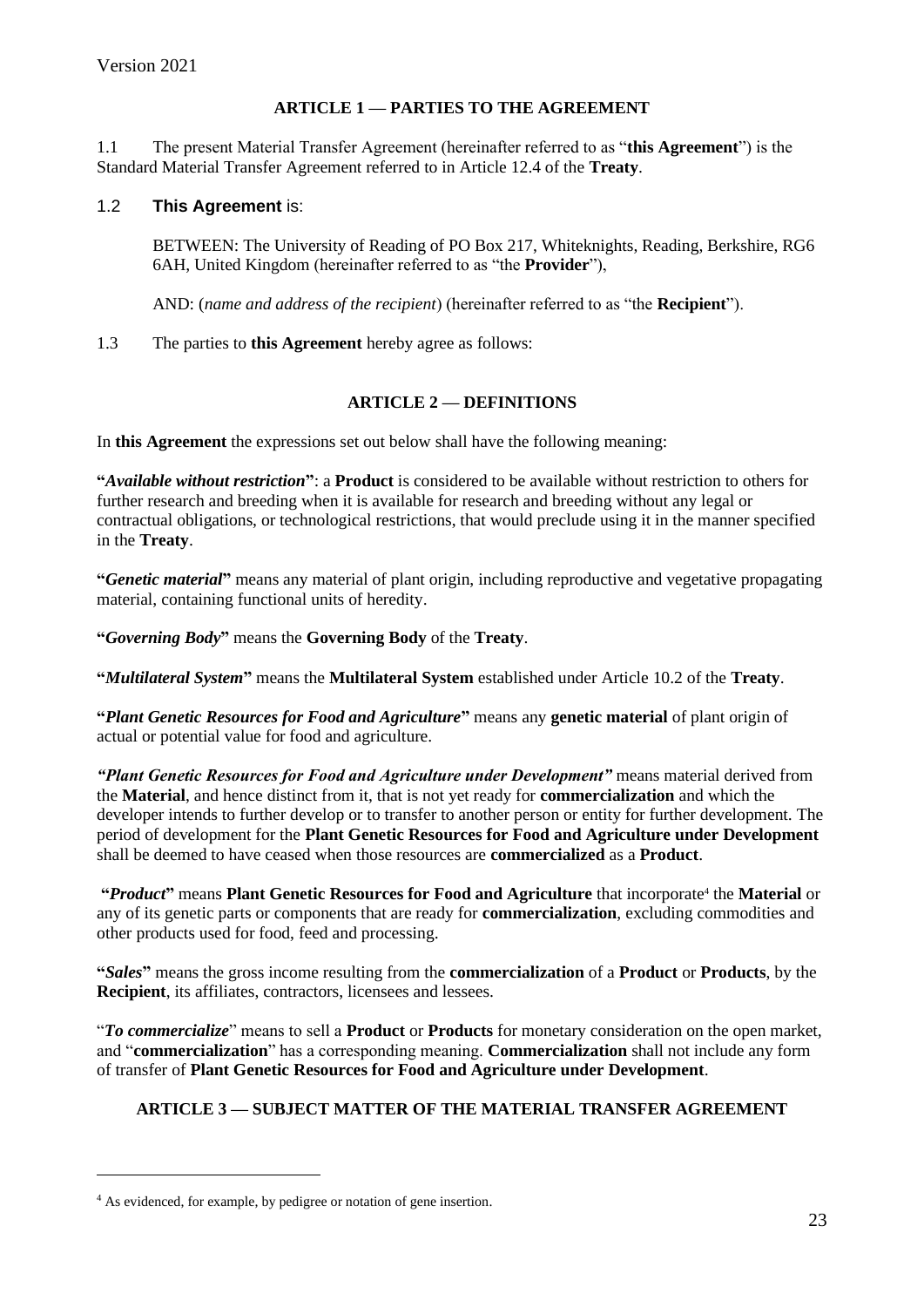### ARTICLE 1 — PARTIES TO THE AGREEMENT

1.1 The present Material Transfer Agreement (hereinafter referred to as "**this Agreement**") is the Standard Material Transfer Agreement referred to in Article 12.4 of the **Treaty**.

1.2 **This Agreement** is:

BETWEEN: The University of Reading of PO Box 217, Whiteknights, Reading, Berkshire, RG6 6AH, United Kingdom (hereinafter referred to as "the **Provider**"),

AND: (*name and address of the recipient*) (hereinafter referred to as "the **Recipient**").

1.3 The parties to **this Agreement** hereby agree as follows:

### ARTICLE 2 — DEFINITIONS

In **this Agreement** the expressions set out below shall have the following meaning:

**"*Available without restriction*"**: a **Product** is considered to be available without restriction to others for further research and breeding when it is available for research and breeding without any legal or contractual obligations, or technological restrictions, that would preclude using it in the manner specified in the **Treaty**.

**"*Genetic material*"** means any material of plant origin, including reproductive and vegetative propagating material, containing functional units of heredity.

**"*Governing Body*"** means the **Governing Body** of the **Treaty**.

**"*Multilateral System*"** means the **Multilateral System** established under Article 10.2 of the **Treaty**.

**"*Plant Genetic Resources for Food and Agriculture*"** means any **genetic material** of plant origin of actual or potential value for food and agriculture.

***"Plant Genetic Resources for Food and Agriculture under Development"*** means material derived from the **Material**, and hence distinct from it, that is not yet ready for **commercialization** and which the developer intends to further develop or to transfer to another person or entity for further development. The period of development for the **Plant Genetic Resources for Food and Agriculture under Development** shall be deemed to have ceased when those resources are **commercialized** as a **Product**.

**"*Product*"** means **Plant Genetic Resources for Food and Agriculture** that incorporate[4] the **Material** or any of its genetic parts or components that are ready for **commercialization**, excluding commodities and other products used for food, feed and processing.

**"*Sales*"** means the gross income resulting from the **commercialization** of a **Product** or **Products**, by the **Recipient**, its affiliates, contractors, licensees and lessees.

"***To commercialize***" means to sell a **Product** or **Products** for monetary consideration on the open market, and "**commercialization**" has a corresponding meaning. **Commercialization** shall not include any form of transfer of **Plant Genetic Resources for Food and Agriculture under Development**.

### ARTICLE 3 — SUBJECT MATTER OF THE MATERIAL TRANSFER AGREEMENT

[4] As evidenced, for example, by pedigree or notation of gene insertion.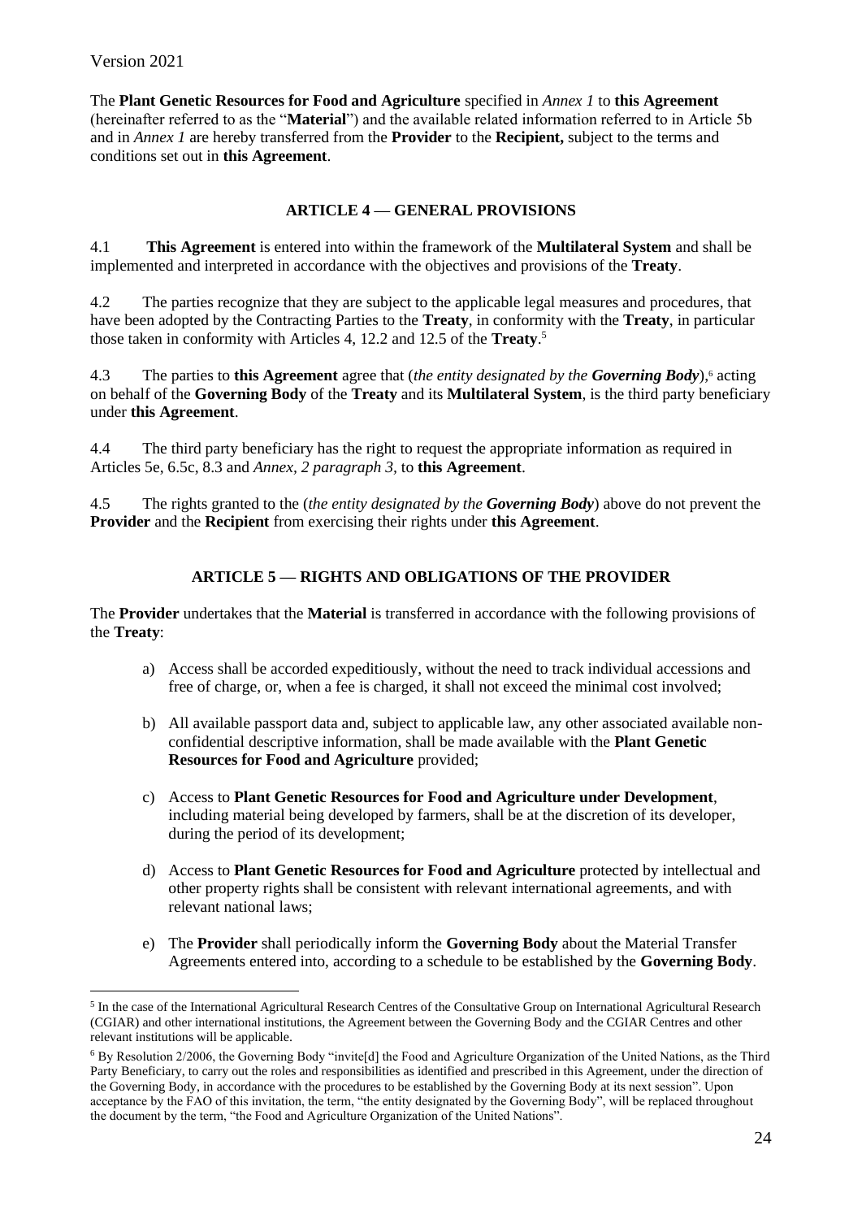Version 2021

The **Plant Genetic Resources for Food and Agriculture** specified in *Annex 1* to **this Agreement** (hereinafter referred to as the "**Material**") and the available related information referred to in Article 5b and in *Annex 1* are hereby transferred from the **Provider** to the **Recipient,** subject to the terms and conditions set out in **this Agreement**.

## ARTICLE 4 — GENERAL PROVISIONS

4.1 **This Agreement** is entered into within the framework of the **Multilateral System** and shall be implemented and interpreted in accordance with the objectives and provisions of the **Treaty**.

4.2 The parties recognize that they are subject to the applicable legal measures and procedures, that have been adopted by the Contracting Parties to the **Treaty**, in conformity with the **Treaty**, in particular those taken in conformity with Articles 4, 12.2 and 12.5 of the **Treaty**.[5]

4.3 The parties to **this Agreement** agree that (*the entity designated by the **Governing Body***),[6] acting on behalf of the **Governing Body** of the **Treaty** and its **Multilateral System**, is the third party beneficiary under **this Agreement**.

4.4 The third party beneficiary has the right to request the appropriate information as required in Articles 5e, 6.5c, 8.3 and *Annex, 2 paragraph 3,* to **this Agreement**.

4.5 The rights granted to the (*the entity designated by the **Governing Body***) above do not prevent the **Provider** and the **Recipient** from exercising their rights under **this Agreement**.

## ARTICLE 5 — RIGHTS AND OBLIGATIONS OF THE PROVIDER

The **Provider** undertakes that the **Material** is transferred in accordance with the following provisions of the **Treaty**:

a) Access shall be accorded expeditiously, without the need to track individual accessions and free of charge, or, when a fee is charged, it shall not exceed the minimal cost involved;

b) All available passport data and, subject to applicable law, any other associated available non-confidential descriptive information, shall be made available with the **Plant Genetic Resources for Food and Agriculture** provided;

c) Access to **Plant Genetic Resources for Food and Agriculture under Development**, including material being developed by farmers, shall be at the discretion of its developer, during the period of its development;

d) Access to **Plant Genetic Resources for Food and Agriculture** protected by intellectual and other property rights shall be consistent with relevant international agreements, and with relevant national laws;

e) The **Provider** shall periodically inform the **Governing Body** about the Material Transfer Agreements entered into, according to a schedule to be established by the **Governing Body**.

---

[5] In the case of the International Agricultural Research Centres of the Consultative Group on International Agricultural Research (CGIAR) and other international institutions, the Agreement between the Governing Body and the CGIAR Centres and other relevant institutions will be applicable.

[6] By Resolution 2/2006, the Governing Body "invite[d] the Food and Agriculture Organization of the United Nations, as the Third Party Beneficiary, to carry out the roles and responsibilities as identified and prescribed in this Agreement, under the direction of the Governing Body, in accordance with the procedures to be established by the Governing Body at its next session". Upon acceptance by the FAO of this invitation, the term, "the entity designated by the Governing Body", will be replaced throughout the document by the term, "the Food and Agriculture Organization of the United Nations".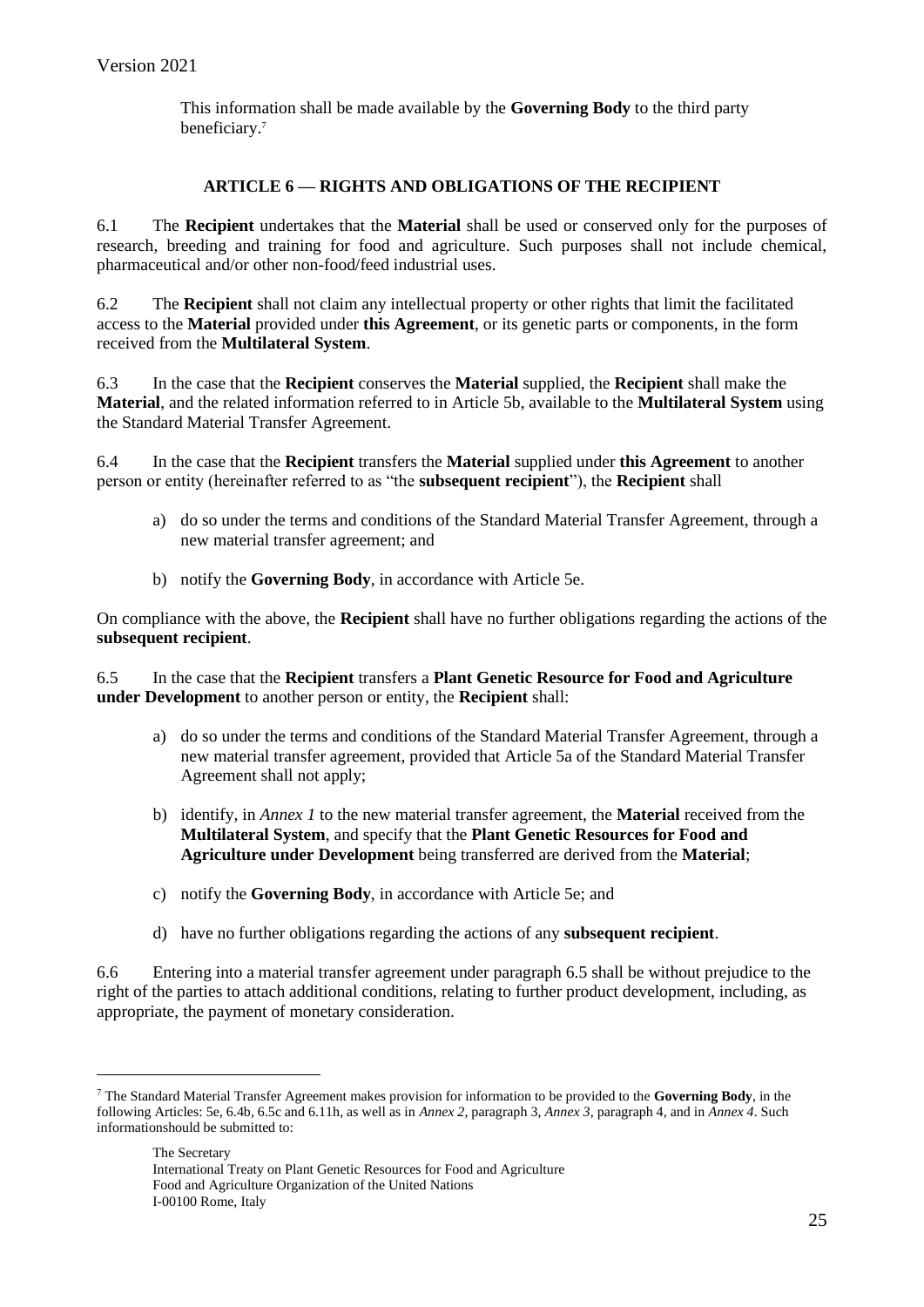This information shall be made available by the **Governing Body** to the third party beneficiary.[7]

## ARTICLE 6 — RIGHTS AND OBLIGATIONS OF THE RECIPIENT

6.1 The **Recipient** undertakes that the **Material** shall be used or conserved only for the purposes of research, breeding and training for food and agriculture. Such purposes shall not include chemical, pharmaceutical and/or other non-food/feed industrial uses.

6.2 The **Recipient** shall not claim any intellectual property or other rights that limit the facilitated access to the **Material** provided under **this Agreement**, or its genetic parts or components, in the form received from the **Multilateral System**.

6.3 In the case that the **Recipient** conserves the **Material** supplied, the **Recipient** shall make the **Material**, and the related information referred to in Article 5b, available to the **Multilateral System** using the Standard Material Transfer Agreement.

6.4 In the case that the **Recipient** transfers the **Material** supplied under **this Agreement** to another person or entity (hereinafter referred to as "the **subsequent recipient**"), the **Recipient** shall

a) do so under the terms and conditions of the Standard Material Transfer Agreement, through a new material transfer agreement; and

b) notify the **Governing Body**, in accordance with Article 5e.

On compliance with the above, the **Recipient** shall have no further obligations regarding the actions of the **subsequent recipient**.

6.5 In the case that the **Recipient** transfers a **Plant Genetic Resource for Food and Agriculture under Development** to another person or entity, the **Recipient** shall:

a) do so under the terms and conditions of the Standard Material Transfer Agreement, through a new material transfer agreement, provided that Article 5a of the Standard Material Transfer Agreement shall not apply;

b) identify, in *Annex 1* to the new material transfer agreement, the **Material** received from the **Multilateral System**, and specify that the **Plant Genetic Resources for Food and Agriculture under Development** being transferred are derived from the **Material**;

c) notify the **Governing Body**, in accordance with Article 5e; and

d) have no further obligations regarding the actions of any **subsequent recipient**.

6.6 Entering into a material transfer agreement under paragraph 6.5 shall be without prejudice to the right of the parties to attach additional conditions, relating to further product development, including, as appropriate, the payment of monetary consideration.

---

[7] The Standard Material Transfer Agreement makes provision for information to be provided to the **Governing Body**, in the following Articles: 5e, 6.4b, 6.5c and 6.11h, as well as in *Annex 2*, paragraph 3, *Annex 3*, paragraph 4, and in *Annex 4*. Such informationshould be submitted to:

The Secretary
International Treaty on Plant Genetic Resources for Food and Agriculture
Food and Agriculture Organization of the United Nations
I-00100 Rome, Italy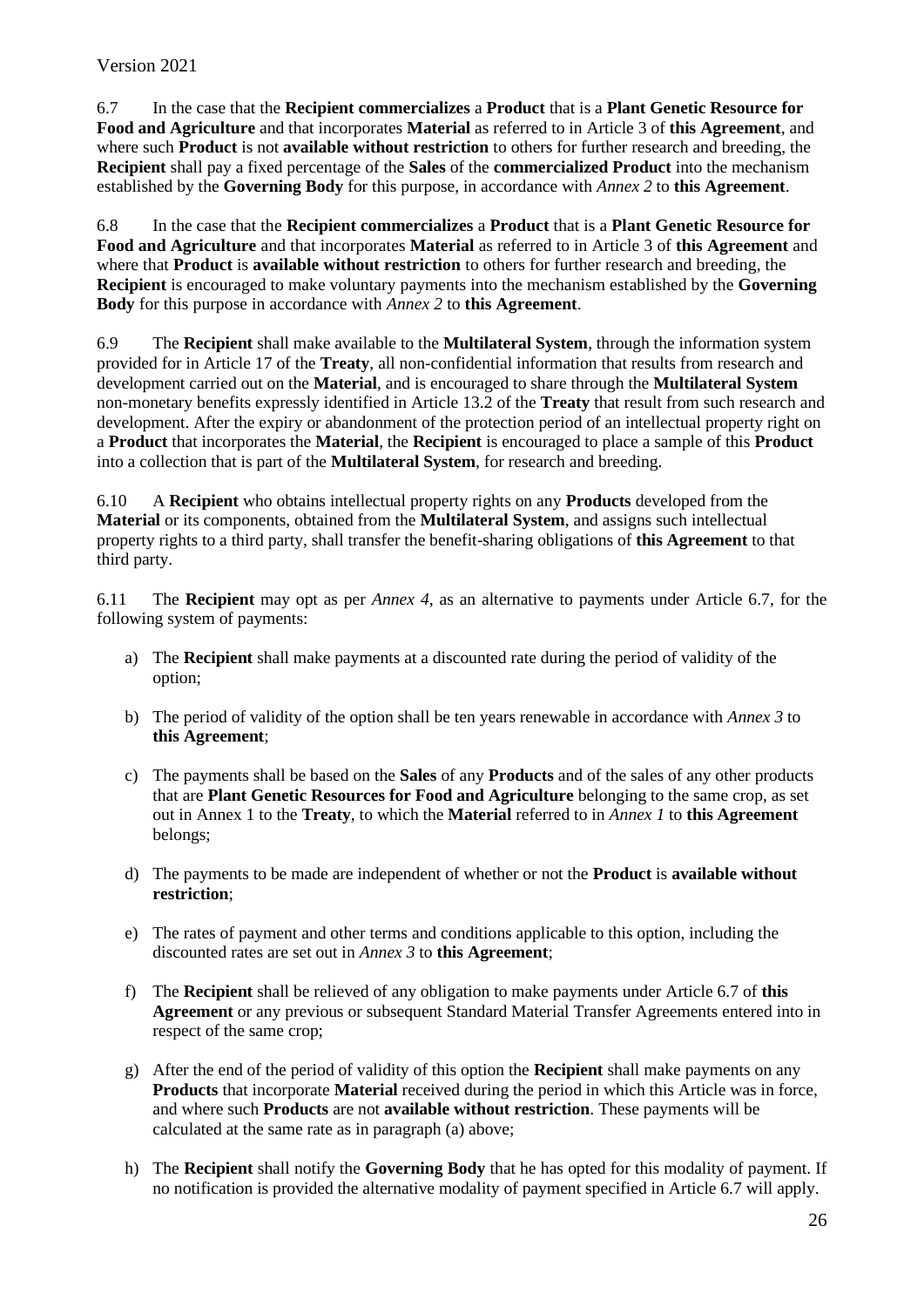6.7 In the case that the **Recipient commercializes** a **Product** that is a **Plant Genetic Resource for Food and Agriculture** and that incorporates **Material** as referred to in Article 3 of **this Agreement**, and where such **Product** is not **available without restriction** to others for further research and breeding, the **Recipient** shall pay a fixed percentage of the **Sales** of the **commercialized Product** into the mechanism established by the **Governing Body** for this purpose, in accordance with *Annex 2* to **this Agreement**.

6.8 In the case that the **Recipient commercializes** a **Product** that is a **Plant Genetic Resource for Food and Agriculture** and that incorporates **Material** as referred to in Article 3 of **this Agreement** and where that **Product** is **available without restriction** to others for further research and breeding, the **Recipient** is encouraged to make voluntary payments into the mechanism established by the **Governing Body** for this purpose in accordance with *Annex 2* to **this Agreement**.

6.9 The **Recipient** shall make available to the **Multilateral System**, through the information system provided for in Article 17 of the **Treaty**, all non-confidential information that results from research and development carried out on the **Material**, and is encouraged to share through the **Multilateral System** non-monetary benefits expressly identified in Article 13.2 of the **Treaty** that result from such research and development. After the expiry or abandonment of the protection period of an intellectual property right on a **Product** that incorporates the **Material**, the **Recipient** is encouraged to place a sample of this **Product** into a collection that is part of the **Multilateral System**, for research and breeding.

6.10 A **Recipient** who obtains intellectual property rights on any **Products** developed from the **Material** or its components, obtained from the **Multilateral System**, and assigns such intellectual property rights to a third party, shall transfer the benefit-sharing obligations of **this Agreement** to that third party.

6.11 The **Recipient** may opt as per *Annex 4*, as an alternative to payments under Article 6.7, for the following system of payments:

a) The **Recipient** shall make payments at a discounted rate during the period of validity of the option;

b) The period of validity of the option shall be ten years renewable in accordance with *Annex 3* to **this Agreement**;

c) The payments shall be based on the **Sales** of any **Products** and of the sales of any other products that are **Plant Genetic Resources for Food and Agriculture** belonging to the same crop, as set out in Annex 1 to the **Treaty**, to which the **Material** referred to in *Annex 1* to **this Agreement** belongs;

d) The payments to be made are independent of whether or not the **Product** is **available without restriction**;

e) The rates of payment and other terms and conditions applicable to this option, including the discounted rates are set out in *Annex 3* to **this Agreement**;

f) The **Recipient** shall be relieved of any obligation to make payments under Article 6.7 of **this Agreement** or any previous or subsequent Standard Material Transfer Agreements entered into in respect of the same crop;

g) After the end of the period of validity of this option the **Recipient** shall make payments on any **Products** that incorporate **Material** received during the period in which this Article was in force, and where such **Products** are not **available without restriction**. These payments will be calculated at the same rate as in paragraph (a) above;

h) The **Recipient** shall notify the **Governing Body** that he has opted for this modality of payment. If no notification is provided the alternative modality of payment specified in Article 6.7 will apply.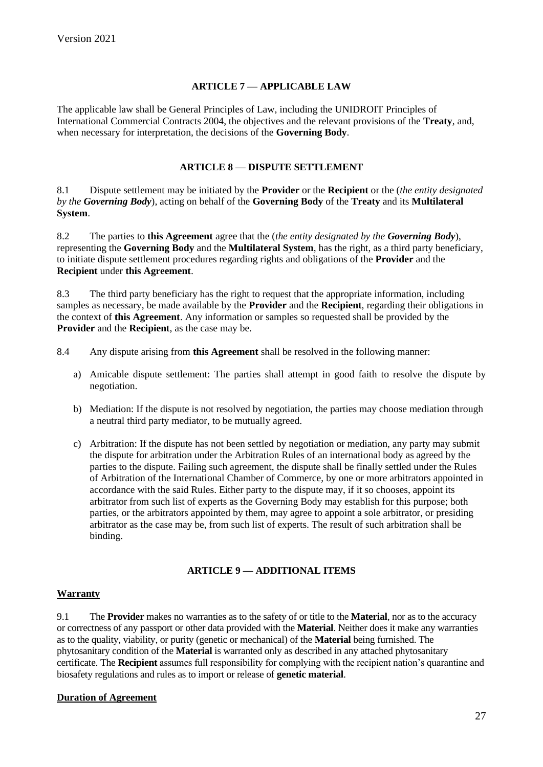### ARTICLE 7 — APPLICABLE LAW

The applicable law shall be General Principles of Law, including the UNIDROIT Principles of International Commercial Contracts 2004, the objectives and the relevant provisions of the **Treaty**, and, when necessary for interpretation, the decisions of the **Governing Body**.

### ARTICLE 8 — DISPUTE SETTLEMENT

8.1 Dispute settlement may be initiated by the **Provider** or the **Recipient** or the (*the entity designated by the **Governing Body***), acting on behalf of the **Governing Body** of the **Treaty** and its **Multilateral System**.

8.2 The parties to **this Agreement** agree that the (*the entity designated by the **Governing Body***), representing the **Governing Body** and the **Multilateral System**, has the right, as a third party beneficiary, to initiate dispute settlement procedures regarding rights and obligations of the **Provider** and the **Recipient** under **this Agreement**.

8.3 The third party beneficiary has the right to request that the appropriate information, including samples as necessary, be made available by the **Provider** and the **Recipient**, regarding their obligations in the context of **this Agreement**. Any information or samples so requested shall be provided by the **Provider** and the **Recipient**, as the case may be.

8.4 Any dispute arising from **this Agreement** shall be resolved in the following manner:

a) Amicable dispute settlement: The parties shall attempt in good faith to resolve the dispute by negotiation.

b) Mediation: If the dispute is not resolved by negotiation, the parties may choose mediation through a neutral third party mediator, to be mutually agreed.

c) Arbitration: If the dispute has not been settled by negotiation or mediation, any party may submit the dispute for arbitration under the Arbitration Rules of an international body as agreed by the parties to the dispute. Failing such agreement, the dispute shall be finally settled under the Rules of Arbitration of the International Chamber of Commerce, by one or more arbitrators appointed in accordance with the said Rules. Either party to the dispute may, if it so chooses, appoint its arbitrator from such list of experts as the Governing Body may establish for this purpose; both parties, or the arbitrators appointed by them, may agree to appoint a sole arbitrator, or presiding arbitrator as the case may be, from such list of experts. The result of such arbitration shall be binding.

### ARTICLE 9 — ADDITIONAL ITEMS

**Warranty**

9.1 The **Provider** makes no warranties as to the safety of or title to the **Material**, nor as to the accuracy or correctness of any passport or other data provided with the **Material**. Neither does it make any warranties as to the quality, viability, or purity (genetic or mechanical) of the **Material** being furnished. The phytosanitary condition of the **Material** is warranted only as described in any attached phytosanitary certificate. The **Recipient** assumes full responsibility for complying with the recipient nation's quarantine and biosafety regulations and rules as to import or release of **genetic material**.

**Duration of Agreement**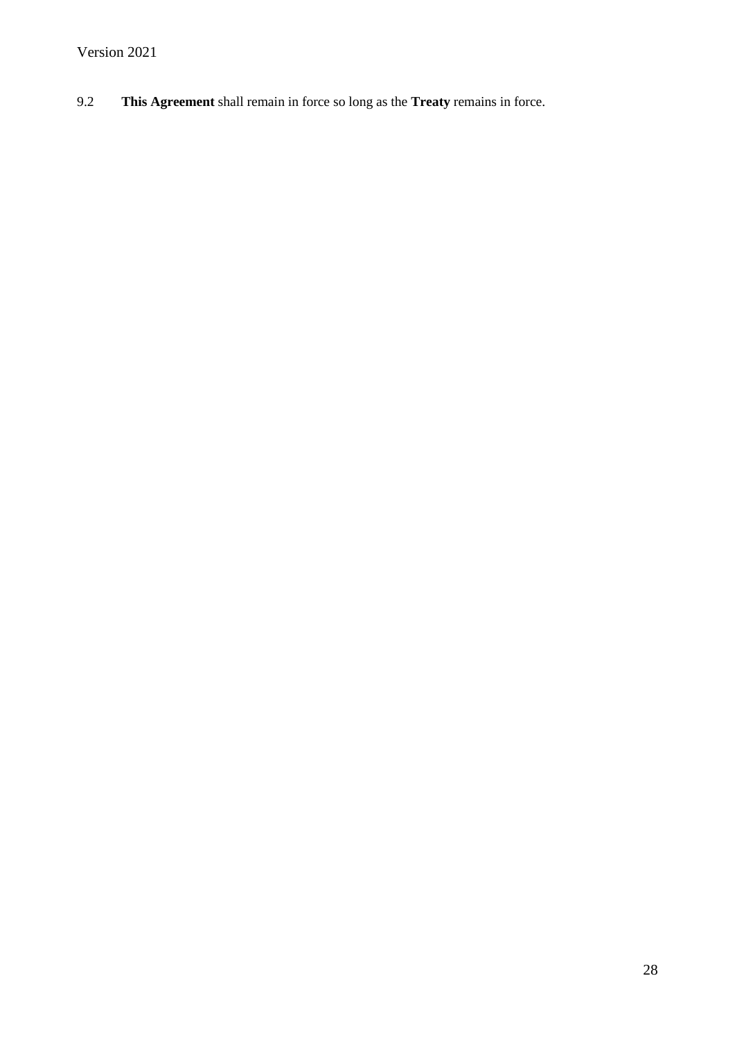9.2 **This Agreement** shall remain in force so long as the **Treaty** remains in force.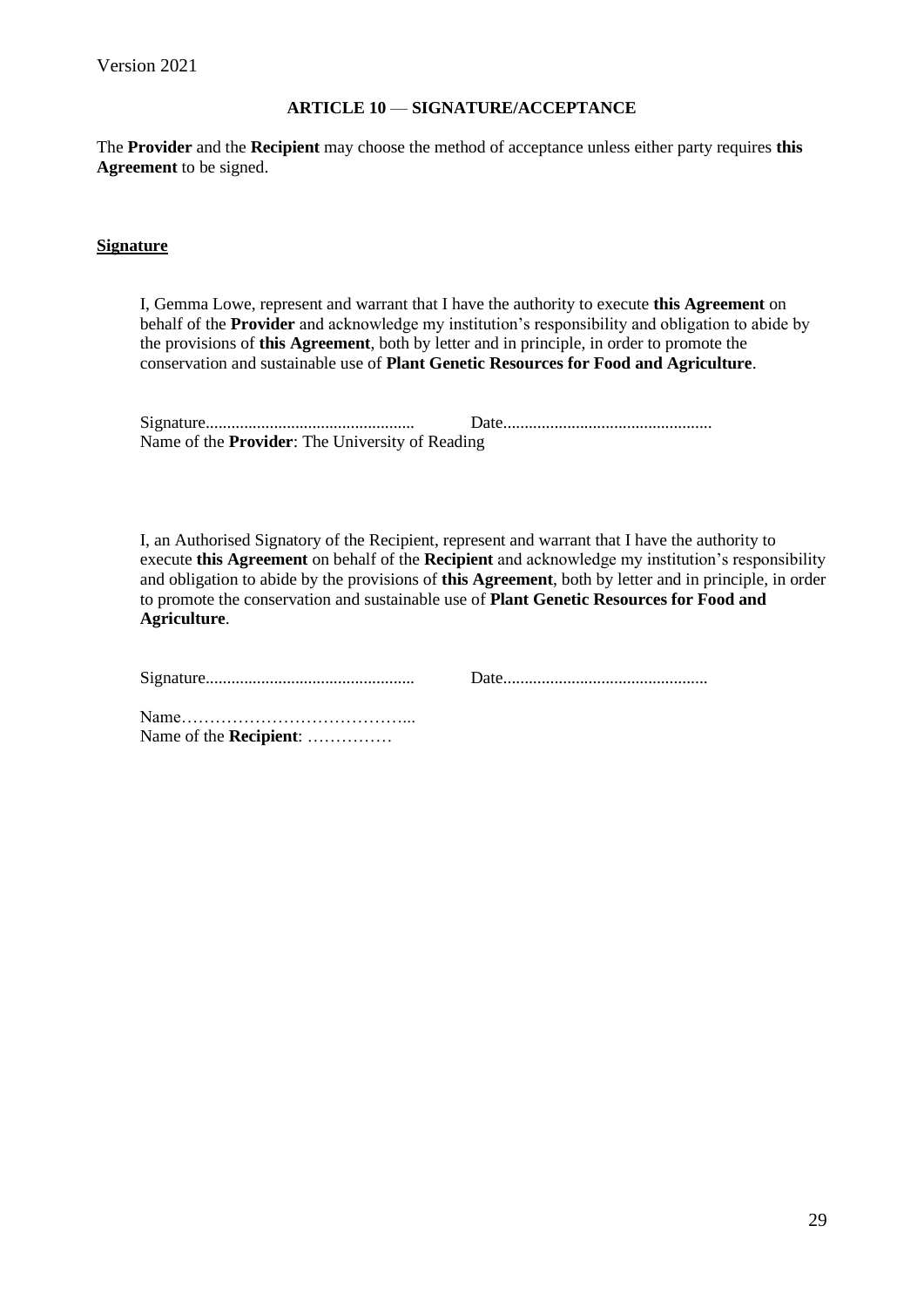Version 2021

**ARTICLE 10 — SIGNATURE/ACCEPTANCE**

The **Provider** and the **Recipient** may choose the method of acceptance unless either party requires **this Agreement** to be signed.

**Signature**

I, Gemma Lowe, represent and warrant that I have the authority to execute **this Agreement** on behalf of the **Provider** and acknowledge my institution's responsibility and obligation to abide by the provisions of **this Agreement**, both by letter and in principle, in order to promote the conservation and sustainable use of **Plant Genetic Resources for Food and Agriculture**.

Signature................................................. Date.................................................
Name of the **Provider**: The University of Reading

I, an Authorised Signatory of the Recipient, represent and warrant that I have the authority to execute **this Agreement** on behalf of the **Recipient** and acknowledge my institution's responsibility and obligation to abide by the provisions of **this Agreement**, both by letter and in principle, in order to promote the conservation and sustainable use of **Plant Genetic Resources for Food and Agriculture**.

Signature................................................. Date................................................

Name…………………………………...
Name of the **Recipient**: ……………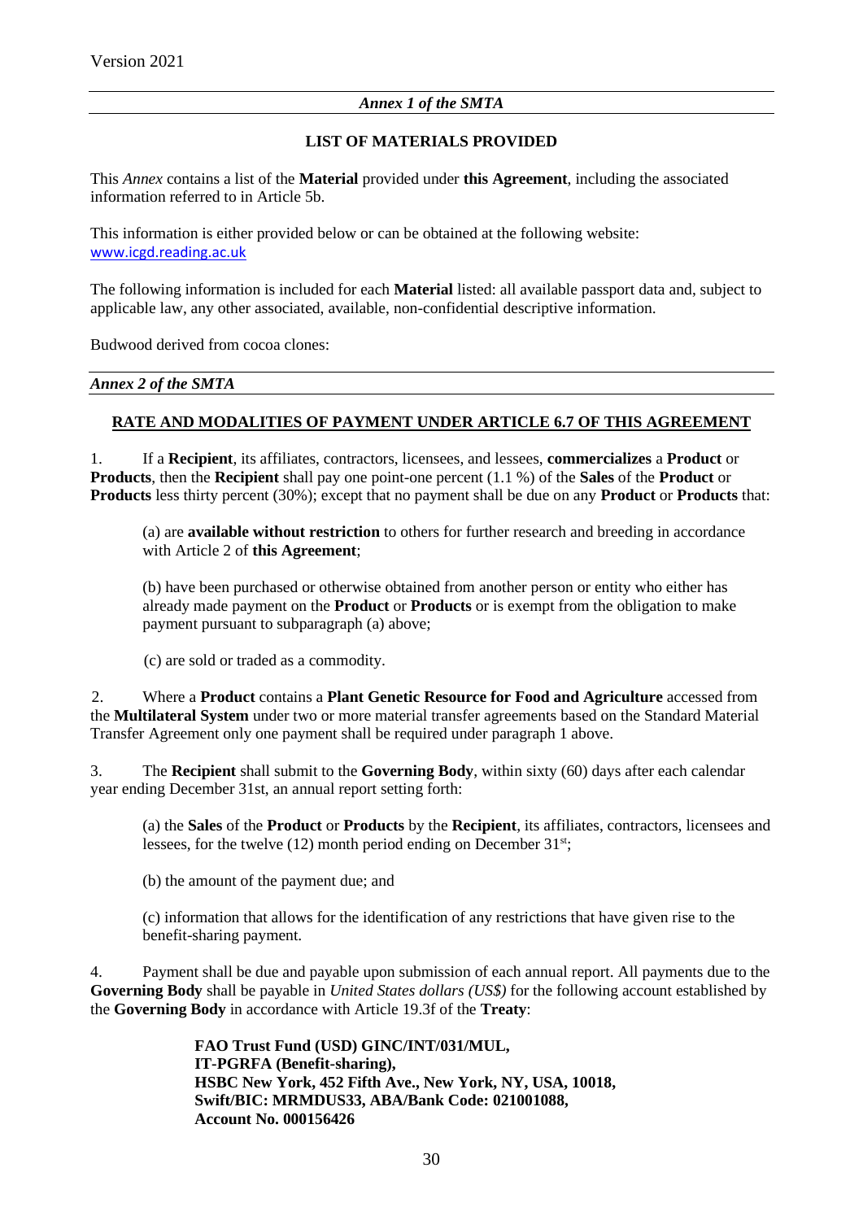Version 2021

*Annex 1 of the SMTA*

**LIST OF MATERIALS PROVIDED**

This *Annex* contains a list of the **Material** provided under **this Agreement**, including the associated information referred to in Article 5b.

This information is either provided below or can be obtained at the following website: www.icgd.reading.ac.uk

The following information is included for each **Material** listed: all available passport data and, subject to applicable law, any other associated, available, non-confidential descriptive information.

Budwood derived from cocoa clones:

*Annex 2 of the SMTA*

**RATE AND MODALITIES OF PAYMENT UNDER ARTICLE 6.7 OF THIS AGREEMENT**

1. If a **Recipient**, its affiliates, contractors, licensees, and lessees, **commercializes** a **Product** or **Products**, then the **Recipient** shall pay one point-one percent (1.1 %) of the **Sales** of the **Product** or **Products** less thirty percent (30%); except that no payment shall be due on any **Product** or **Products** that:

   (a) are **available without restriction** to others for further research and breeding in accordance with Article 2 of **this Agreement**;

   (b) have been purchased or otherwise obtained from another person or entity who either has already made payment on the **Product** or **Products** or is exempt from the obligation to make payment pursuant to subparagraph (a) above;

   (c) are sold or traded as a commodity.

2. Where a **Product** contains a **Plant Genetic Resource for Food and Agriculture** accessed from the **Multilateral System** under two or more material transfer agreements based on the Standard Material Transfer Agreement only one payment shall be required under paragraph 1 above.

3. The **Recipient** shall submit to the **Governing Body**, within sixty (60) days after each calendar year ending December 31st, an annual report setting forth:

   (a) the **Sales** of the **Product** or **Products** by the **Recipient**, its affiliates, contractors, licensees and lessees, for the twelve (12) month period ending on December 31st;

   (b) the amount of the payment due; and

   (c) information that allows for the identification of any restrictions that have given rise to the benefit-sharing payment.

4. Payment shall be due and payable upon submission of each annual report. All payments due to the **Governing Body** shall be payable in *United States dollars (US$)* for the following account established by the **Governing Body** in accordance with Article 19.3f of the **Treaty**:

   **FAO Trust Fund (USD) GINC/INT/031/MUL,**
   **IT-PGRFA (Benefit-sharing),**
   **HSBC New York, 452 Fifth Ave., New York, NY, USA, 10018,**
   **Swift/BIC: MRMDUS33, ABA/Bank Code: 021001088,**
   **Account No. 000156426**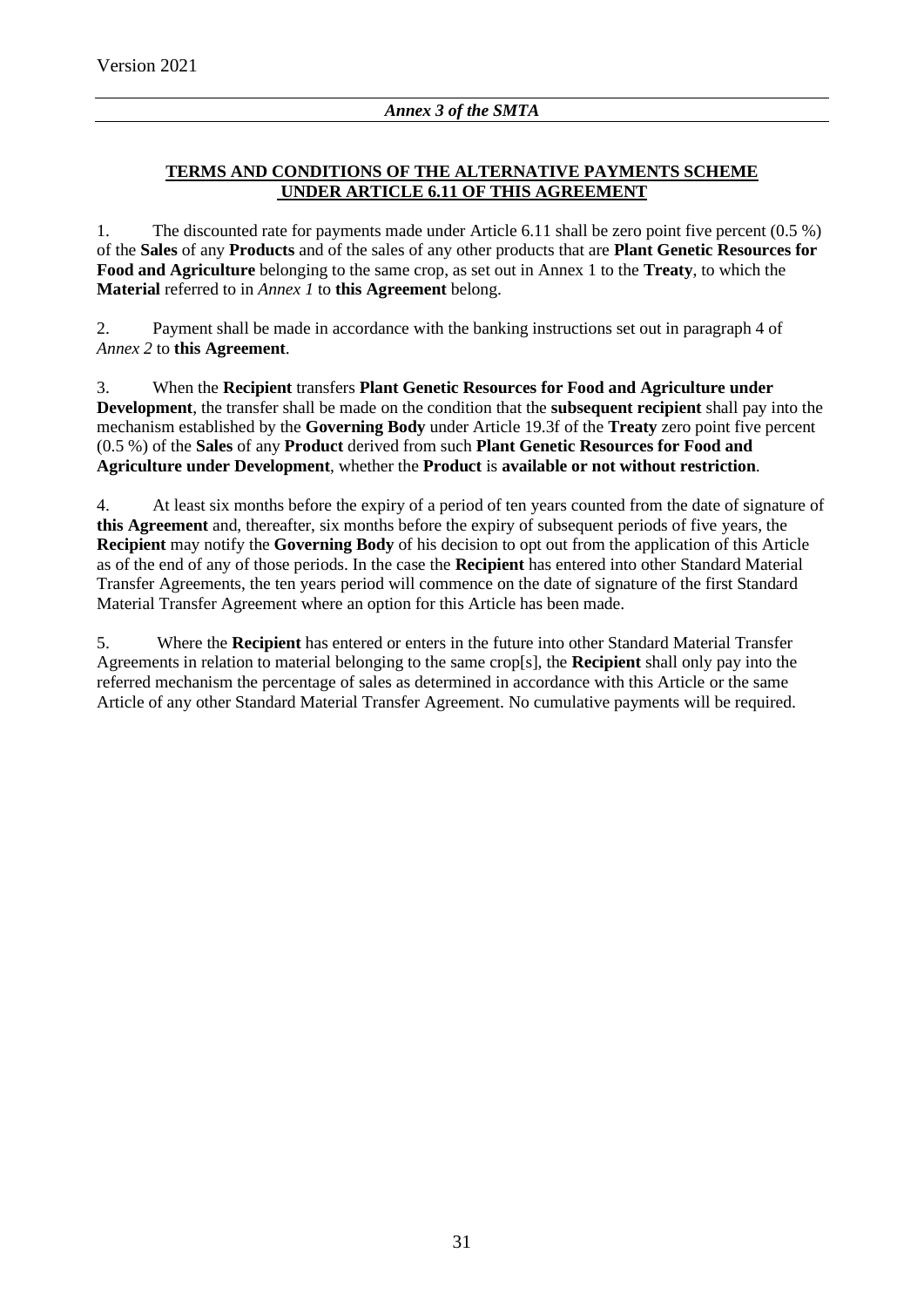*Annex 3 of the SMTA*

## **TERMS AND CONDITIONS OF THE ALTERNATIVE PAYMENTS SCHEME UNDER ARTICLE 6.11 OF THIS AGREEMENT**

1. The discounted rate for payments made under Article 6.11 shall be zero point five percent (0.5 %) of the **Sales** of any **Products** and of the sales of any other products that are **Plant Genetic Resources for Food and Agriculture** belonging to the same crop, as set out in Annex 1 to the **Treaty**, to which the **Material** referred to in *Annex 1* to **this Agreement** belong.

2. Payment shall be made in accordance with the banking instructions set out in paragraph 4 of *Annex 2* to **this Agreement**.

3. When the **Recipient** transfers **Plant Genetic Resources for Food and Agriculture under Development**, the transfer shall be made on the condition that the **subsequent recipient** shall pay into the mechanism established by the **Governing Body** under Article 19.3f of the **Treaty** zero point five percent (0.5 %) of the **Sales** of any **Product** derived from such **Plant Genetic Resources for Food and Agriculture under Development**, whether the **Product** is **available or not without restriction**.

4. At least six months before the expiry of a period of ten years counted from the date of signature of **this Agreement** and, thereafter, six months before the expiry of subsequent periods of five years, the **Recipient** may notify the **Governing Body** of his decision to opt out from the application of this Article as of the end of any of those periods. In the case the **Recipient** has entered into other Standard Material Transfer Agreements, the ten years period will commence on the date of signature of the first Standard Material Transfer Agreement where an option for this Article has been made.

5. Where the **Recipient** has entered or enters in the future into other Standard Material Transfer Agreements in relation to material belonging to the same crop[s], the **Recipient** shall only pay into the referred mechanism the percentage of sales as determined in accordance with this Article or the same Article of any other Standard Material Transfer Agreement. No cumulative payments will be required.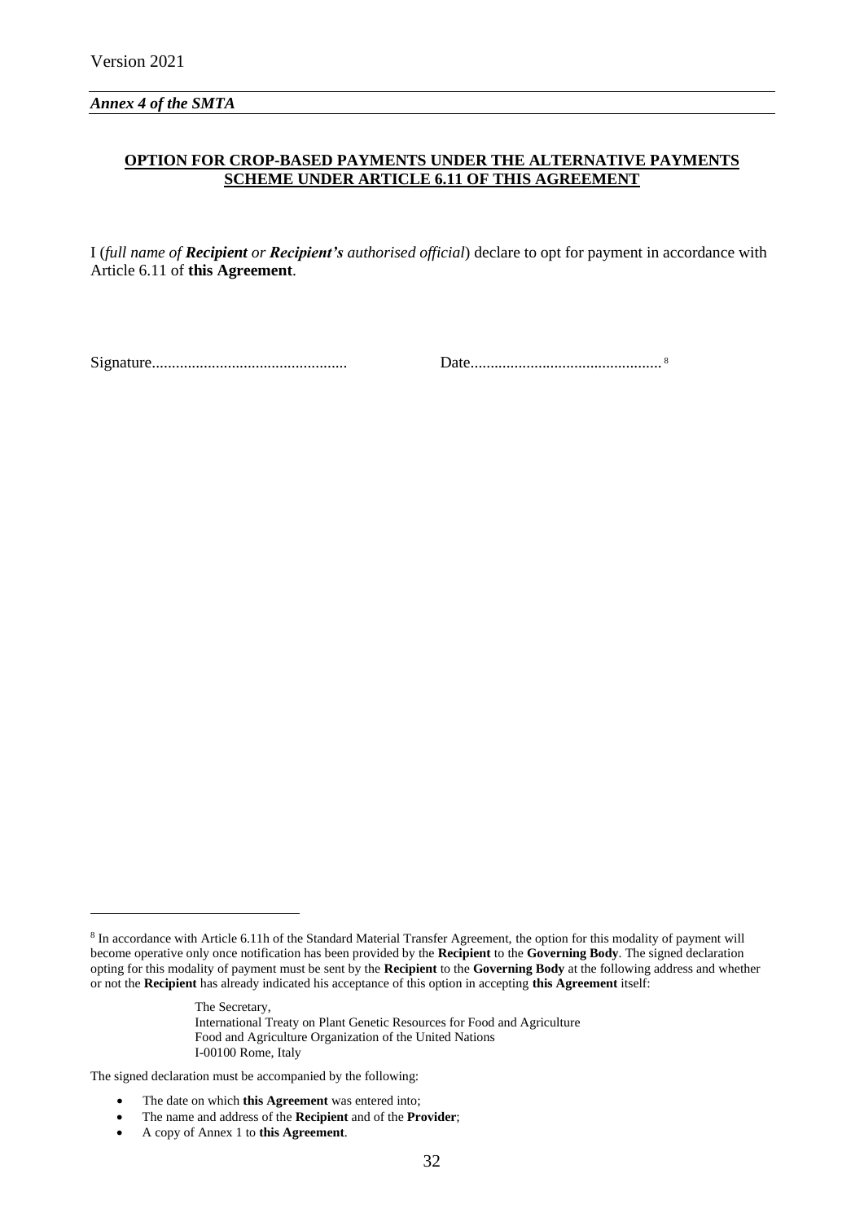Version 2021

***Annex 4 of the SMTA***

## **OPTION FOR CROP-BASED PAYMENTS UNDER THE ALTERNATIVE PAYMENTS SCHEME UNDER ARTICLE 6.11 OF THIS AGREEMENT**

I (*full name of* ***Recipient*** *or* ***Recipient's*** *authorised official*) declare to opt for payment in accordance with Article 6.11 of **this Agreement**.

Signature................................................ Date................................................[8]

---

[8] In accordance with Article 6.11h of the Standard Material Transfer Agreement, the option for this modality of payment will become operative only once notification has been provided by the **Recipient** to the **Governing Body**. The signed declaration opting for this modality of payment must be sent by the **Recipient** to the **Governing Body** at the following address and whether or not the **Recipient** has already indicated his acceptance of this option in accepting **this Agreement** itself:

The Secretary,
International Treaty on Plant Genetic Resources for Food and Agriculture
Food and Agriculture Organization of the United Nations
I-00100 Rome, Italy

The signed declaration must be accompanied by the following:

- The date on which **this Agreement** was entered into;
- The name and address of the **Recipient** and of the **Provider**;
- A copy of Annex 1 to **this Agreement**.